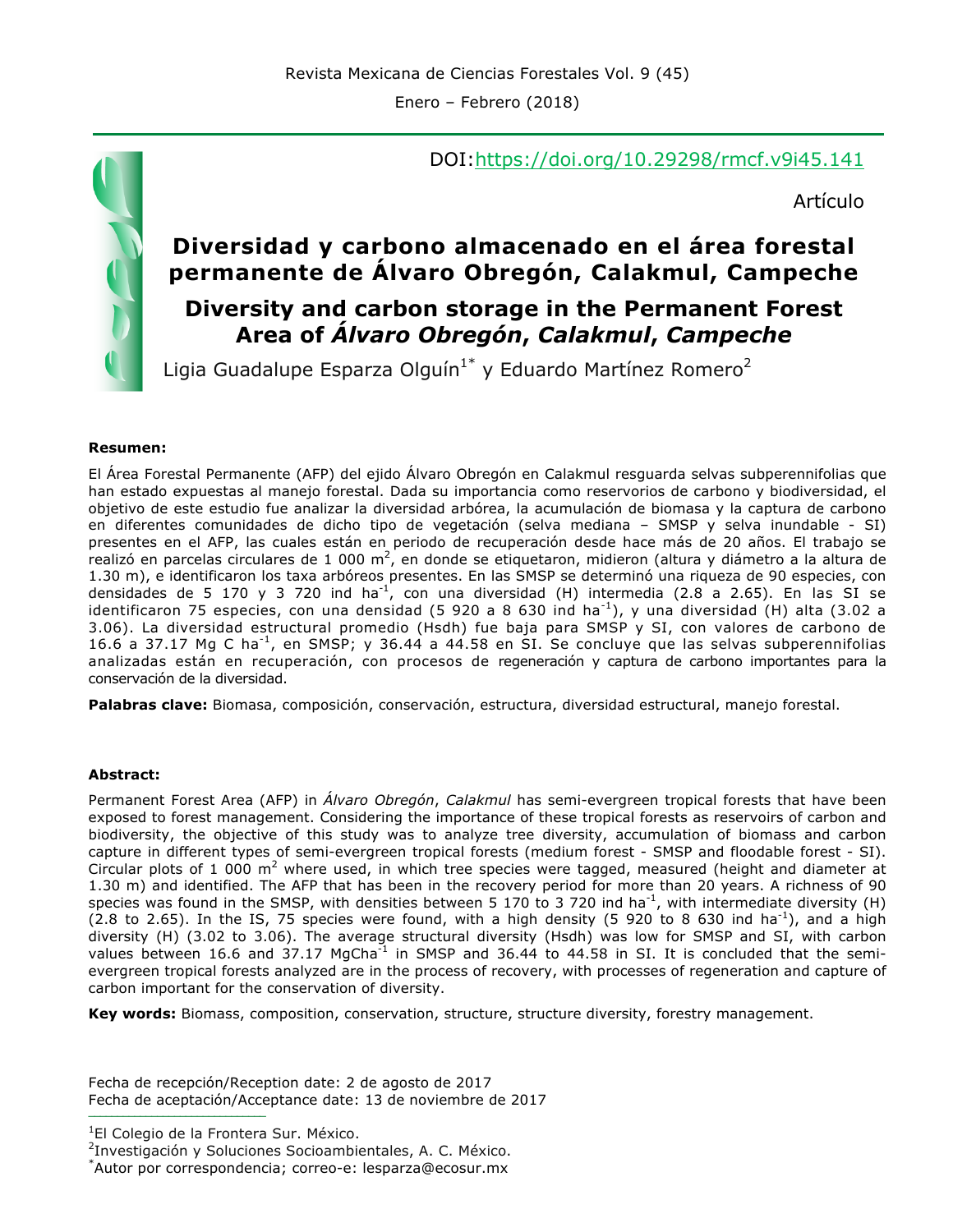DOI:https://doi.org/10.29298/rmcf.v9i45.141

Artículo

# Diversidad y carbono almacenado en el área forestal permanente de Álvaro Obregón, Calakmul, Campeche

# Diversity and carbon storage in the Permanent Forest Area of *Álvaro Obregón*, *Calakmul*, *Campeche*

Ligia Guadalupe Esparza Olguín[1*] y Eduardo Martínez Romero[2]

**Resumen:**

El Área Forestal Permanente (AFP) del ejido Álvaro Obregón en Calakmul resguarda selvas subperennifolias que han estado expuestas al manejo forestal. Dada su importancia como reservorios de carbono y biodiversidad, el objetivo de este estudio fue analizar la diversidad arbórea, la acumulación de biomasa y la captura de carbono en diferentes comunidades de dicho tipo de vegetación (selva mediana – SMSP y selva inundable - SI) presentes en el AFP, las cuales están en periodo de recuperación desde hace más de 20 años. El trabajo se realizó en parcelas circulares de 1 000 m$^2$, en donde se etiquetaron, midieron (altura y diámetro a la altura de 1.30 m), e identificaron los taxa arbóreos presentes. En las SMSP se determinó una riqueza de 90 especies, con densidades de 5 170 y 3 720 ind ha$^{-1}$, con una diversidad (H) intermedia (2.8 a 2.65). En las SI se identificaron 75 especies, con una densidad (5 920 a 8 630 ind ha$^{-1}$), y una diversidad (H) alta (3.02 a 3.06). La diversidad estructural promedio (Hsdh) fue baja para SMSP y SI, con valores de carbono de 16.6 a 37.17 Mg C ha$^{-1}$, en SMSP; y 36.44 a 44.58 en SI. Se concluye que las selvas subperennifolias analizadas están en recuperación, con procesos de regeneración y captura de carbono importantes para la conservación de la diversidad.

**Palabras clave:** Biomasa, composición, conservación, estructura, diversidad estructural, manejo forestal.

**Abstract:**

Permanent Forest Area (AFP) in *Álvaro Obregón*, *Calakmul* has semi-evergreen tropical forests that have been exposed to forest management. Considering the importance of these tropical forests as reservoirs of carbon and biodiversity, the objective of this study was to analyze tree diversity, accumulation of biomass and carbon capture in different types of semi-evergreen tropical forests (medium forest - SMSP and floodable forest - SI). Circular plots of 1 000 m$^2$ where used, in which tree species were tagged, measured (height and diameter at 1.30 m) and identified. The AFP that has been in the recovery period for more than 20 years. A richness of 90 species was found in the SMSP, with densities between 5 170 to 3 720 ind ha$^{-1}$, with intermediate diversity (H) (2.8 to 2.65). In the IS, 75 species were found, with a high density (5 920 to 8 630 ind ha$^{-1}$), and a high diversity (H) (3.02 to 3.06). The average structural diversity (Hsdh) was low for SMSP and SI, with carbon values between 16.6 and 37.17 MgCha$^{-1}$ in SMSP and 36.44 to 44.58 in SI. It is concluded that the semi-evergreen tropical forests analyzed are in the process of recovery, with processes of regeneration and capture of carbon important for the conservation of diversity.

**Key words:** Biomass, composition, conservation, structure, structure diversity, forestry management.

Fecha de recepción/Reception date: 2 de agosto de 2017
Fecha de aceptación/Acceptance date: 13 de noviembre de 2017

---

[1]El Colegio de la Frontera Sur. México.
[2]Investigación y Soluciones Socioambientales, A. C. México.
[*]Autor por correspondencia; correo-e: lesparza@ecosur.mx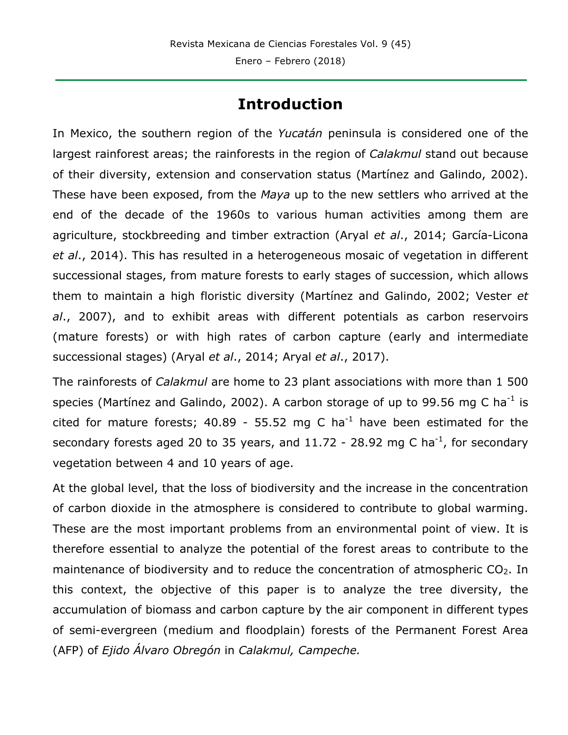# Introduction

In Mexico, the southern region of the *Yucatán* peninsula is considered one of the largest rainforest areas; the rainforests in the region of *Calakmul* stand out because of their diversity, extension and conservation status (Martínez and Galindo, 2002). These have been exposed, from the *Maya* up to the new settlers who arrived at the end of the decade of the 1960s to various human activities among them are agriculture, stockbreeding and timber extraction (Aryal *et al*., 2014; García-Licona *et al*., 2014). This has resulted in a heterogeneous mosaic of vegetation in different successional stages, from mature forests to early stages of succession, which allows them to maintain a high floristic diversity (Martínez and Galindo, 2002; Vester *et al*., 2007), and to exhibit areas with different potentials as carbon reservoirs (mature forests) or with high rates of carbon capture (early and intermediate successional stages) (Aryal *et al*., 2014; Aryal *et al*., 2017).

The rainforests of *Calakmul* are home to 23 plant associations with more than 1 500 species (Martínez and Galindo, 2002). A carbon storage of up to 99.56 mg C ha$^{-1}$ is cited for mature forests; 40.89 - 55.52 mg C ha$^{-1}$ have been estimated for the secondary forests aged 20 to 35 years, and 11.72 - 28.92 mg C ha$^{-1}$, for secondary vegetation between 4 and 10 years of age.

At the global level, that the loss of biodiversity and the increase in the concentration of carbon dioxide in the atmosphere is considered to contribute to global warming. These are the most important problems from an environmental point of view. It is therefore essential to analyze the potential of the forest areas to contribute to the maintenance of biodiversity and to reduce the concentration of atmospheric $CO_2$. In this context, the objective of this paper is to analyze the tree diversity, the accumulation of biomass and carbon capture by the air component in different types of semi-evergreen (medium and floodplain) forests of the Permanent Forest Area (AFP) of *Ejido Álvaro Obregón* in *Calakmul, Campeche.*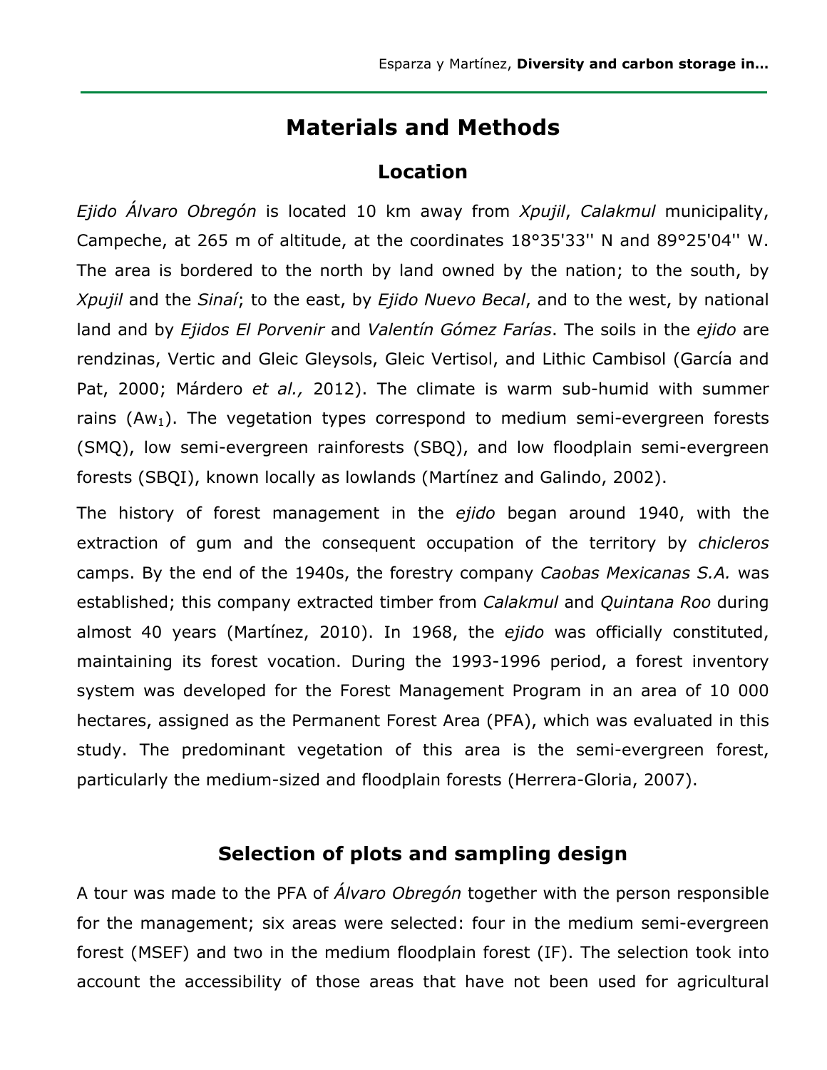## Materials and Methods

### Location

*Ejido Álvaro Obregón* is located 10 km away from *Xpujil*, *Calakmul* municipality, Campeche, at 265 m of altitude, at the coordinates 18°35'33'' N and 89°25'04'' W. The area is bordered to the north by land owned by the nation; to the south, by *Xpujil* and the *Sinaí*; to the east, by *Ejido Nuevo Becal*, and to the west, by national land and by *Ejidos El Porvenir* and *Valentín Gómez Farías*. The soils in the *ejido* are rendzinas, Vertic and Gleic Gleysols, Gleic Vertisol, and Lithic Cambisol (García and Pat, 2000; Márdero *et al.,* 2012). The climate is warm sub-humid with summer rains ($Aw_1$). The vegetation types correspond to medium semi-evergreen forests (SMQ), low semi-evergreen rainforests (SBQ), and low floodplain semi-evergreen forests (SBQI), known locally as lowlands (Martínez and Galindo, 2002).

The history of forest management in the *ejido* began around 1940, with the extraction of gum and the consequent occupation of the territory by *chicleros* camps. By the end of the 1940s, the forestry company *Caobas Mexicanas S.A.* was established; this company extracted timber from *Calakmul* and *Quintana Roo* during almost 40 years (Martínez, 2010). In 1968, the *ejido* was officially constituted, maintaining its forest vocation. During the 1993-1996 period, a forest inventory system was developed for the Forest Management Program in an area of 10 000 hectares, assigned as the Permanent Forest Area (PFA), which was evaluated in this study. The predominant vegetation of this area is the semi-evergreen forest, particularly the medium-sized and floodplain forests (Herrera-Gloria, 2007).

### Selection of plots and sampling design

A tour was made to the PFA of *Álvaro Obregón* together with the person responsible for the management; six areas were selected: four in the medium semi-evergreen forest (MSEF) and two in the medium floodplain forest (IF). The selection took into account the accessibility of those areas that have not been used for agricultural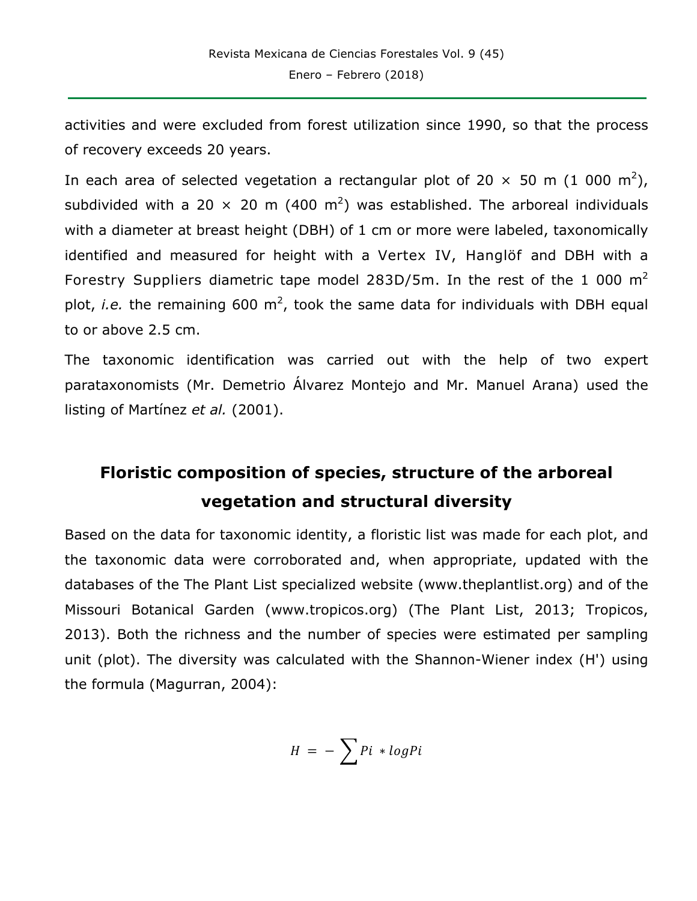activities and were excluded from forest utilization since 1990, so that the process of recovery exceeds 20 years.

In each area of selected vegetation a rectangular plot of 20 × 50 m (1 000 $m^2$), subdivided with a 20 × 20 m (400 $m^2$) was established. The arboreal individuals with a diameter at breast height (DBH) of 1 cm or more were labeled, taxonomically identified and measured for height with a Vertex IV, Hanglöf and DBH with a Forestry Suppliers diametric tape model 283D/5m. In the rest of the 1 000 $m^2$ plot, *i.e.* the remaining 600 $m^2$, took the same data for individuals with DBH equal to or above 2.5 cm.

The taxonomic identification was carried out with the help of two expert parataxonomists (Mr. Demetrio Álvarez Montejo and Mr. Manuel Arana) used the listing of Martínez *et al.* (2001).

## Floristic composition of species, structure of the arboreal vegetation and structural diversity

Based on the data for taxonomic identity, a floristic list was made for each plot, and the taxonomic data were corroborated and, when appropriate, updated with the databases of the The Plant List specialized website (www.theplantlist.org) and of the Missouri Botanical Garden (www.tropicos.org) (The Plant List, 2013; Tropicos, 2013). Both the richness and the number of species were estimated per sampling unit (plot). The diversity was calculated with the Shannon-Wiener index (H') using the formula (Magurran, 2004):

$$H = -\sum Pi * logPi$$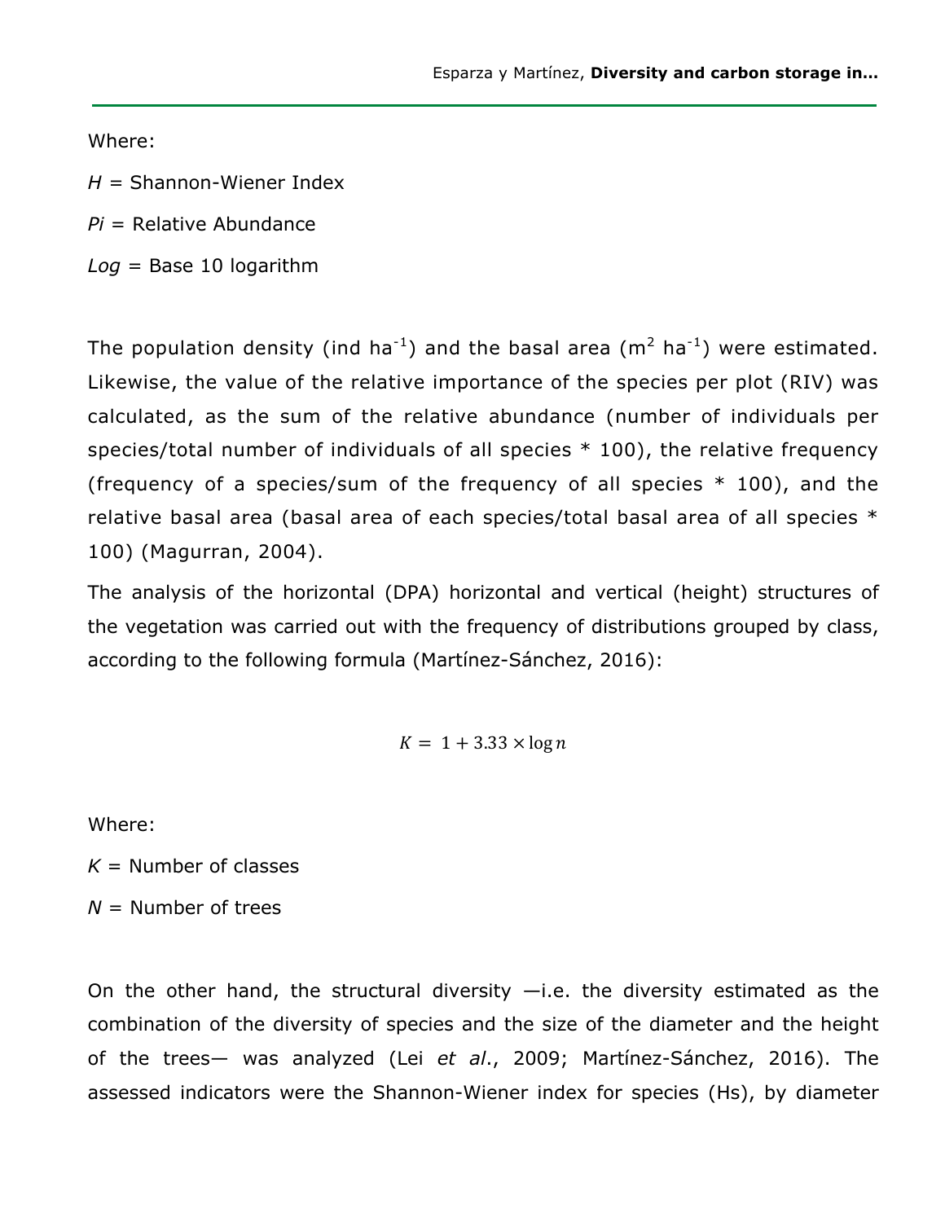Where:

$H$ = Shannon-Wiener Index

$Pi$ = Relative Abundance

*Log* = Base 10 logarithm

The population density (ind $ha^{-1}$) and the basal area ($m^2$ $ha^{-1}$) were estimated. Likewise, the value of the relative importance of the species per plot (RIV) was calculated, as the sum of the relative abundance (number of individuals per species/total number of individuals of all species * 100), the relative frequency (frequency of a species/sum of the frequency of all species * 100), and the relative basal area (basal area of each species/total basal area of all species * 100) (Magurran, 2004).

The analysis of the horizontal (DPA) horizontal and vertical (height) structures of the vegetation was carried out with the frequency of distributions grouped by class, according to the following formula (Martínez-Sánchez, 2016):

$$K = 1 + 3.33 \times \log n$$

Where:

$K$ = Number of classes

$N$ = Number of trees

On the other hand, the structural diversity —i.e. the diversity estimated as the combination of the diversity of species and the size of the diameter and the height of the trees— was analyzed (Lei *et al*., 2009; Martínez-Sánchez, 2016). The assessed indicators were the Shannon-Wiener index for species (Hs), by diameter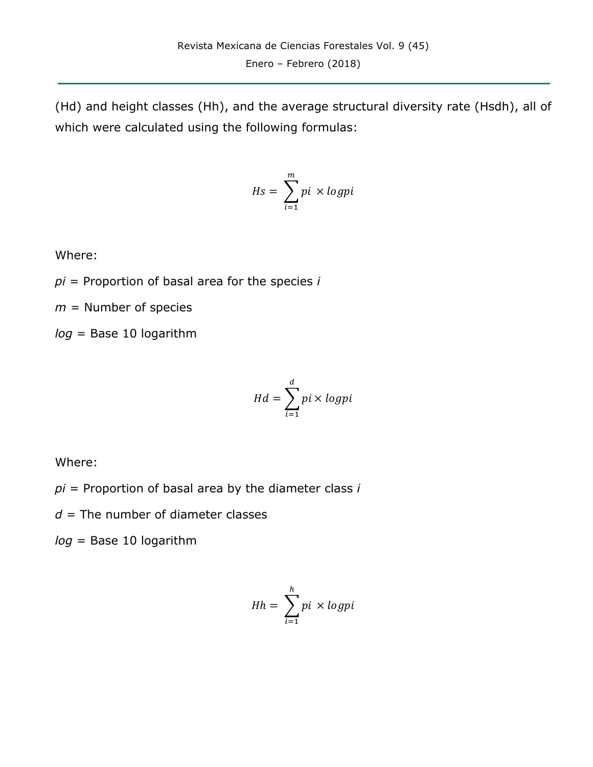(Hd) and height classes (Hh), and the average structural diversity rate (Hsdh), all of which were calculated using the following formulas:

$$Hs = \sum_{i=1}^{m} pi \times logpi$$

Where:

$pi$ = Proportion of basal area for the species $i$

$m$ = Number of species

$log$ = Base 10 logarithm

$$Hd = \sum_{i=1}^{d} pi \times logpi$$

Where:

$pi$ = Proportion of basal area by the diameter class $i$

$d$ = The number of diameter classes

$log$ = Base 10 logarithm

$$Hh = \sum_{i=1}^{h} pi \times logpi$$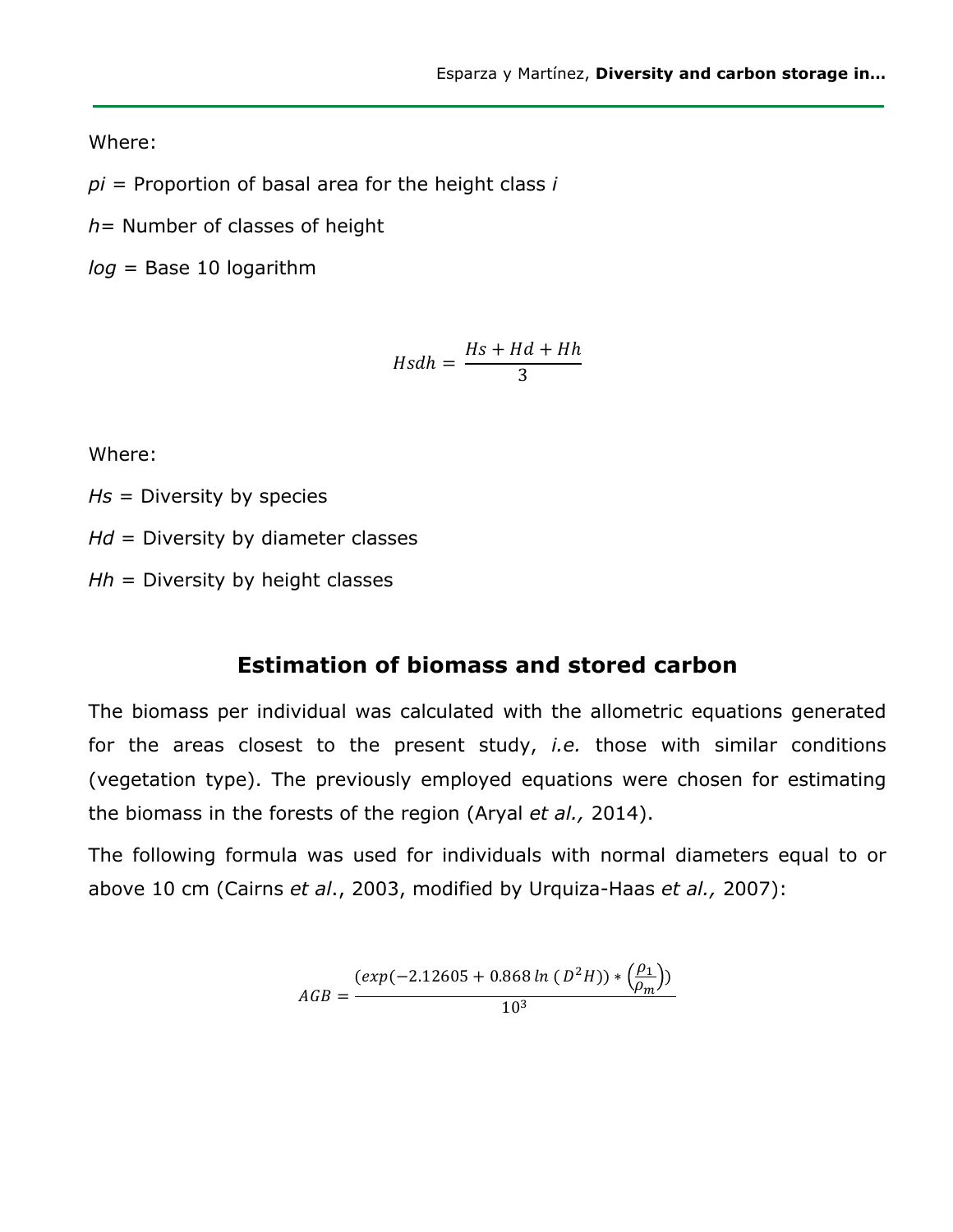Where:

$pi$ = Proportion of basal area for the height class $i$

$h$= Number of classes of height

*log* = Base 10 logarithm

$$Hsdh = \frac{Hs + Hd + Hh}{3}$$

Where:

$Hs$ = Diversity by species

$Hd$ = Diversity by diameter classes

$Hh$ = Diversity by height classes

## Estimation of biomass and stored carbon

The biomass per individual was calculated with the allometric equations generated for the areas closest to the present study, *i.e.* those with similar conditions (vegetation type). The previously employed equations were chosen for estimating the biomass in the forests of the region (Aryal *et al.,* 2014).

The following formula was used for individuals with normal diameters equal to or above 10 cm (Cairns *et al*., 2003, modified by Urquiza-Haas *et al.,* 2007):

$$AGB = \frac{(exp(-2.12605 + 0.868\, ln\, (D^2H)) * \left(\frac{\rho_1}{\rho_m}\right))}{10^3}$$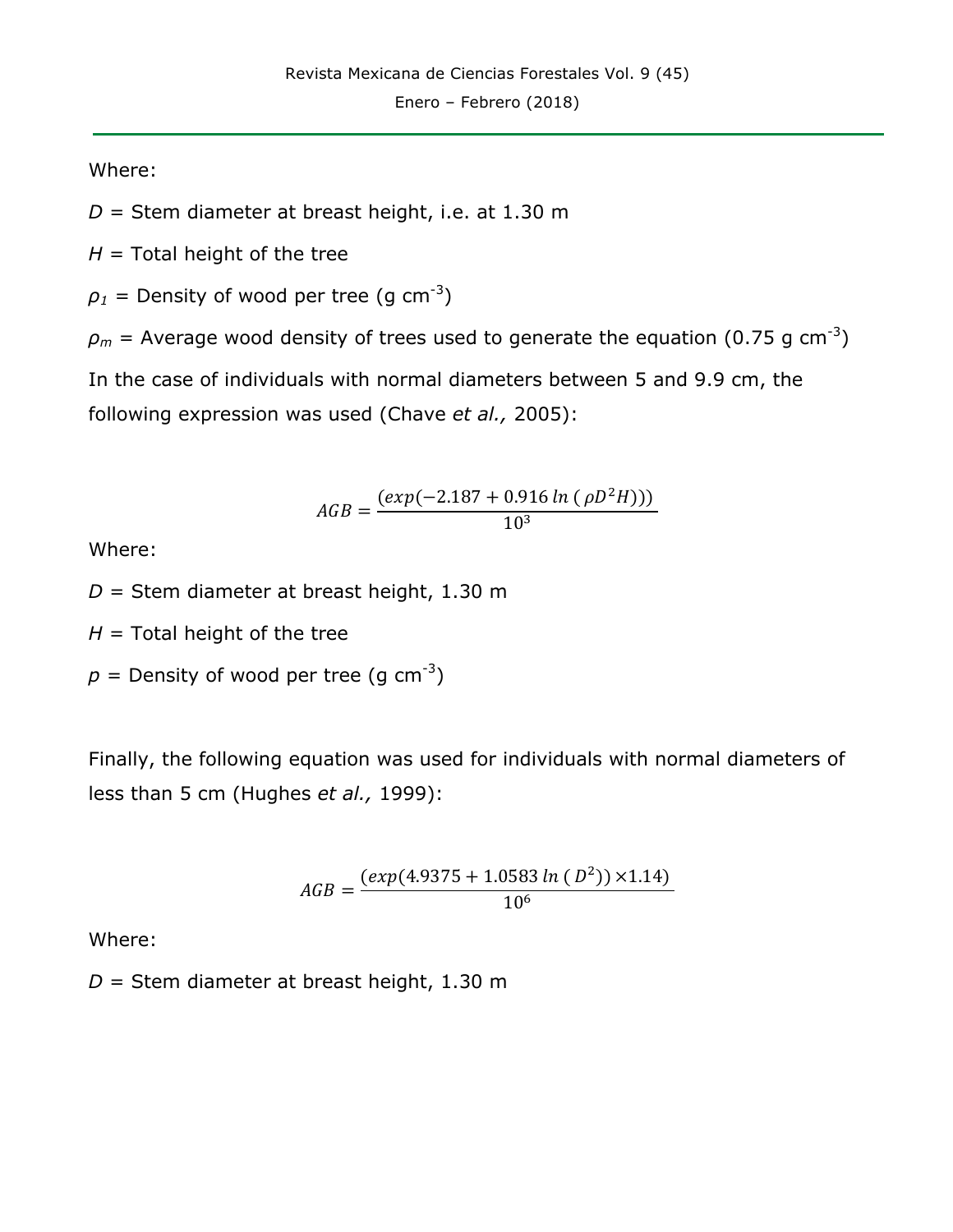Where:

$D$ = Stem diameter at breast height, i.e. at 1.30 m

$H$ = Total height of the tree

$\rho_1$ = Density of wood per tree (g cm$^{-3}$)

$\rho_m$ = Average wood density of trees used to generate the equation (0.75 g cm$^{-3}$)

In the case of individuals with normal diameters between 5 and 9.9 cm, the following expression was used (Chave *et al.,* 2005):

$$AGB = \frac{(exp(-2.187 + 0.916\, ln\,(\rho D^2 H)))}{10^3}$$

Where:

$D$ = Stem diameter at breast height, 1.30 m

$H$ = Total height of the tree

$p$ = Density of wood per tree (g cm$^{-3}$)

Finally, the following equation was used for individuals with normal diameters of less than 5 cm (Hughes *et al.,* 1999):

$$AGB = \frac{(exp(4.9375 + 1.0583\, ln\,(D^2)) \times 1.14)}{10^6}$$

Where:

$D$ = Stem diameter at breast height, 1.30 m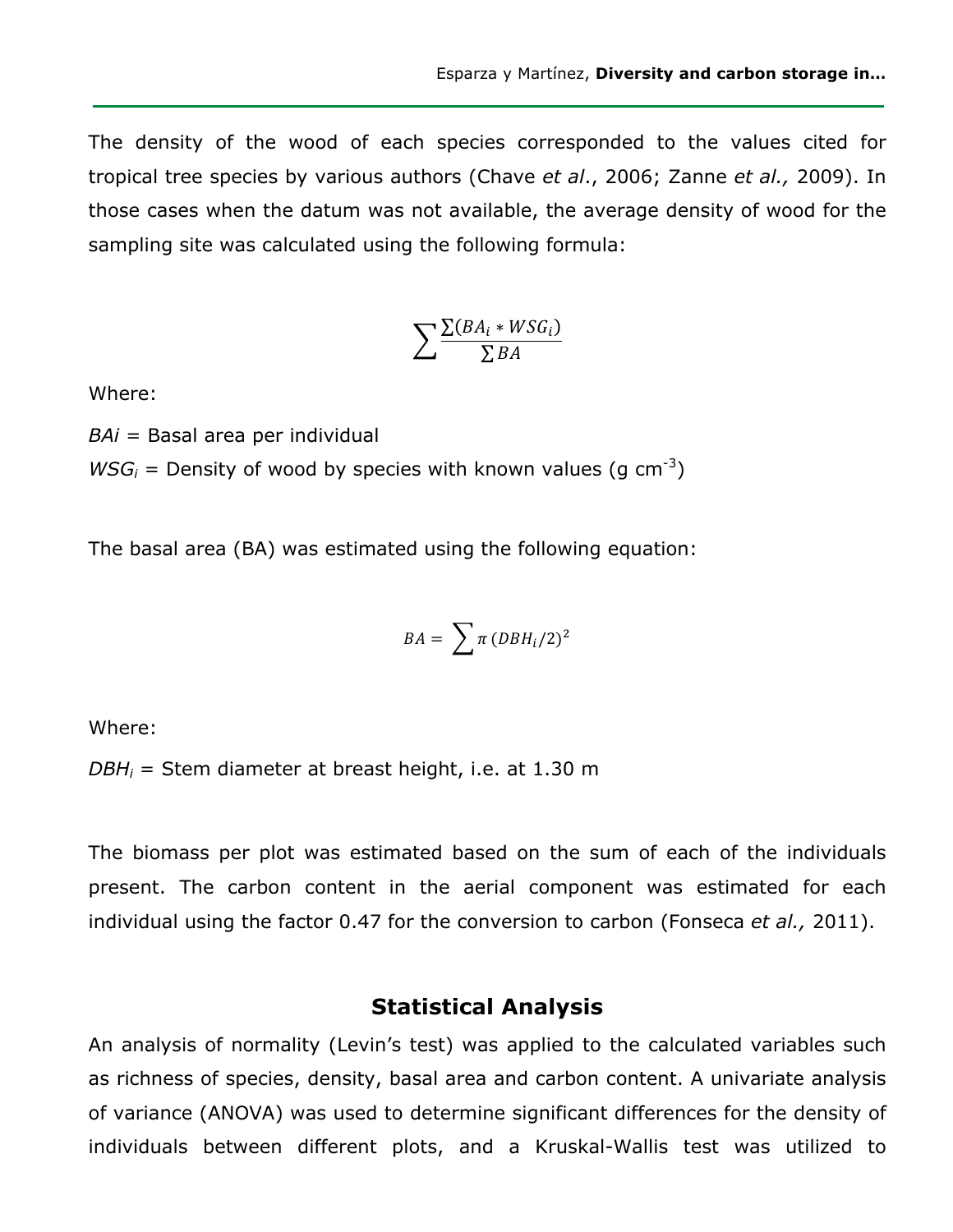The density of the wood of each species corresponded to the values cited for tropical tree species by various authors (Chave *et al*., 2006; Zanne *et al.,* 2009). In those cases when the datum was not available, the average density of wood for the sampling site was calculated using the following formula:

$$\sum \frac{\sum (BA_i * WSG_i)}{\sum BA}$$

Where:

$BA_i$ = Basal area per individual

$WSG_i$ = Density of wood by species with known values (g $cm^{-3}$)

The basal area (BA) was estimated using the following equation:

$$BA = \sum \pi \, (DBH_i/2)^2$$

Where:

$DBH_i$ = Stem diameter at breast height, i.e. at 1.30 m

The biomass per plot was estimated based on the sum of each of the individuals present. The carbon content in the aerial component was estimated for each individual using the factor 0.47 for the conversion to carbon (Fonseca *et al.,* 2011).

## Statistical Analysis

An analysis of normality (Levin's test) was applied to the calculated variables such as richness of species, density, basal area and carbon content. A univariate analysis of variance (ANOVA) was used to determine significant differences for the density of individuals between different plots, and a Kruskal-Wallis test was utilized to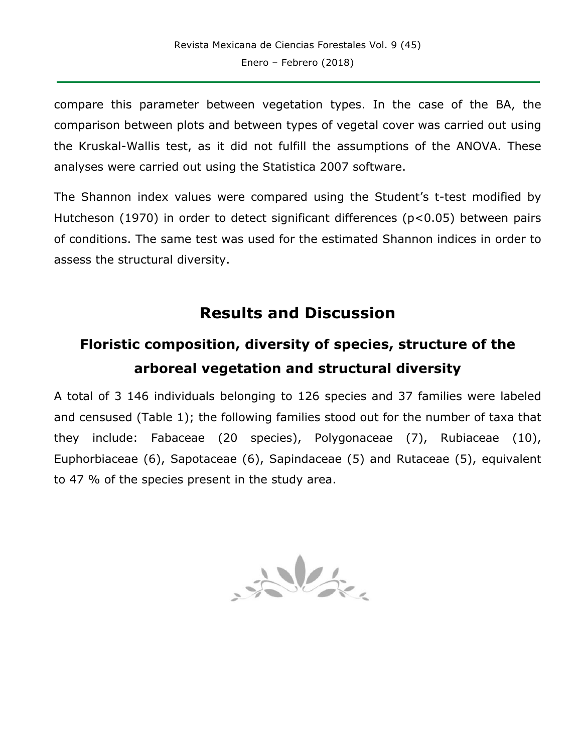compare this parameter between vegetation types. In the case of the BA, the comparison between plots and between types of vegetal cover was carried out using the Kruskal-Wallis test, as it did not fulfill the assumptions of the ANOVA. These analyses were carried out using the Statistica 2007 software.

The Shannon index values were compared using the Student's t-test modified by Hutcheson (1970) in order to detect significant differences ($p<0.05$) between pairs of conditions. The same test was used for the estimated Shannon indices in order to assess the structural diversity.

# Results and Discussion

## Floristic composition, diversity of species, structure of the arboreal vegetation and structural diversity

A total of 3 146 individuals belonging to 126 species and 37 families were labeled and censused (Table 1); the following families stood out for the number of taxa that they include: Fabaceae (20 species), Polygonaceae (7), Rubiaceae (10), Euphorbiaceae (6), Sapotaceae (6), Sapindaceae (5) and Rutaceae (5), equivalent to 47 % of the species present in the study area.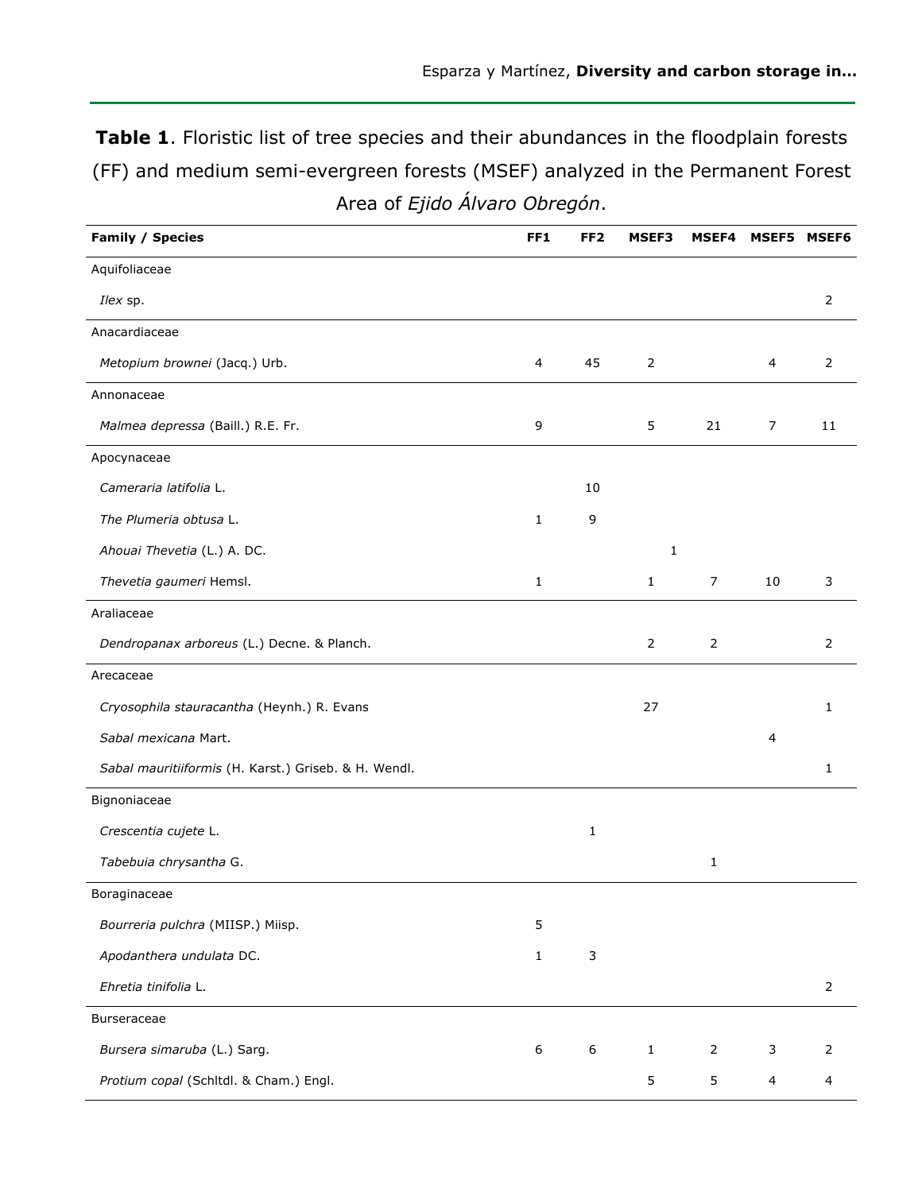**Table 1**. Floristic list of tree species and their abundances in the floodplain forests (FF) and medium semi-evergreen forests (MSEF) analyzed in the Permanent Forest Area of *Ejido Álvaro Obregón*.

| Family / Species | FF1 | FF2 | MSEF3 | MSEF4 | MSEF5 | MSEF6 |
|---|---|---|---|---|---|---|
| Aquifoliaceae | | | | | | |
| *Ilex* sp. | | | | | | 2 |
| Anacardiaceae | | | | | | |
| *Metopium brownei* (Jacq.) Urb. | 4 | 45 | 2 | | 4 | 2 |
| Annonaceae | | | | | | |
| *Malmea depressa* (Baill.) R.E. Fr. | 9 | | 5 | 21 | 7 | 11 |
| Apocynaceae | | | | | | |
| *Cameraria latifolia* L. | | 10 | | | | |
| *The Plumeria obtusa* L. | 1 | 9 | | | | |
| *Ahouai Thevetia* (L.) A. DC. | | | 1 | | | |
| *Thevetia gaumeri* Hemsl. | 1 | | 1 | 7 | 10 | 3 |
| Araliaceae | | | | | | |
| *Dendropanax arboreus* (L.) Decne. & Planch. | | | 2 | 2 | | 2 |
| Arecaceae | | | | | | |
| *Cryosophila stauracantha* (Heynh.) R. Evans | | | 27 | | | 1 |
| *Sabal mexicana* Mart. | | | | | 4 | |
| *Sabal mauritiiformis* (H. Karst.) Griseb. & H. Wendl. | | | | | | 1 |
| Bignoniaceae | | | | | | |
| *Crescentia cujete* L. | | 1 | | | | |
| *Tabebuia chrysantha* G. | | | | 1 | | |
| Boraginaceae | | | | | | |
| *Bourreria pulchra* (MIISP.) Miisp. | 5 | | | | | |
| *Apodanthera undulata* DC. | 1 | 3 | | | | |
| *Ehretia tinifolia* L. | | | | | | 2 |
| Burseraceae | | | | | | |
| *Bursera simaruba* (L.) Sarg. | 6 | 6 | 1 | 2 | 3 | 2 |
| *Protium copal* (Schltdl. & Cham.) Engl. | | | 5 | 5 | 4 | 4 |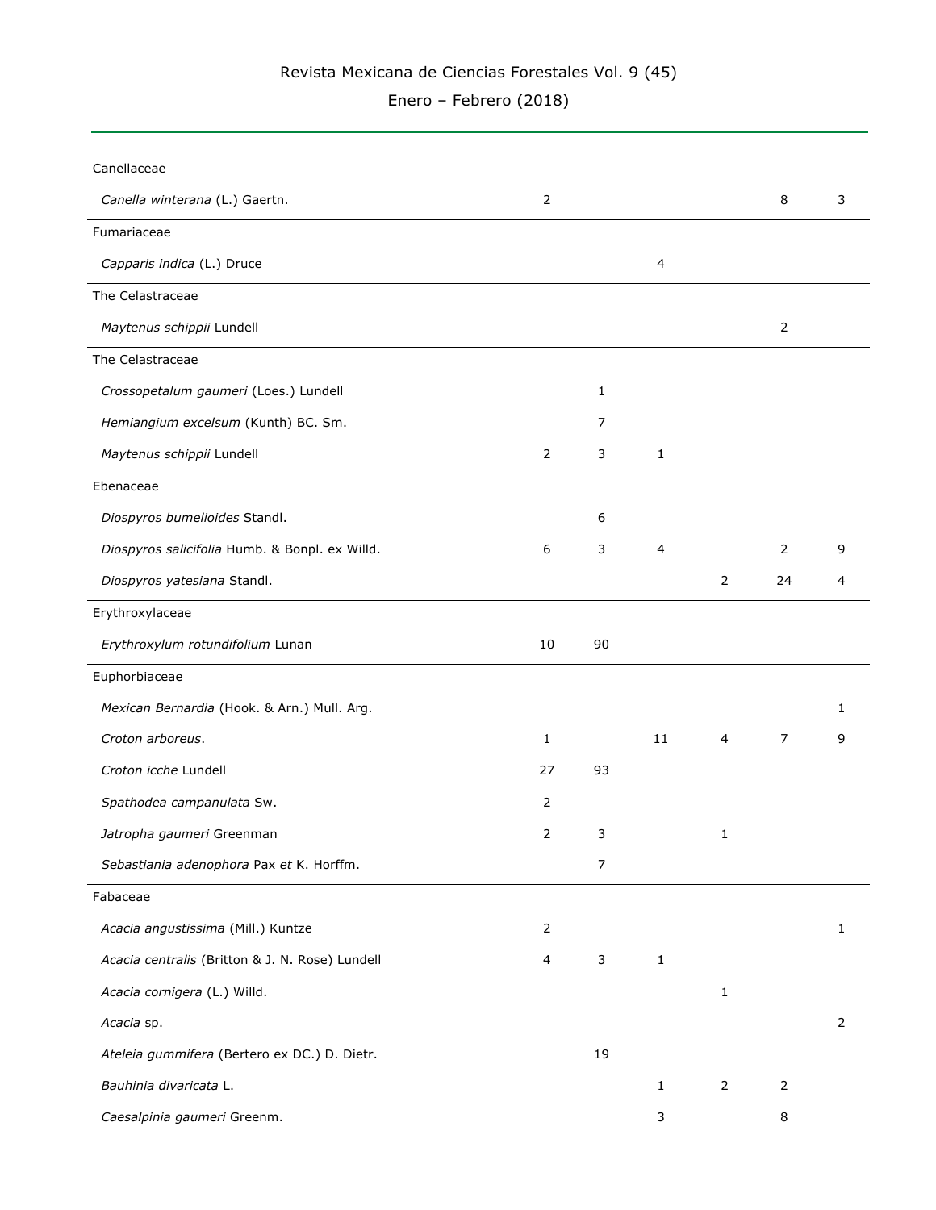| | | | | | | |
|---|---|---|---|---|---|---|
| Canellaceae | | | | | | |
| *Canella winterana* (L.) Gaertn. | 2 | | | | 8 | 3 |
| Fumariaceae | | | | | | |
| *Capparis indica* (L.) Druce | | | 4 | | | |
| The Celastraceae | | | | | | |
| *Maytenus schippii* Lundell | | | | | 2 | |
| The Celastraceae | | | | | | |
| *Crossopetalum gaumeri* (Loes.) Lundell | | 1 | | | | |
| *Hemiangium excelsum* (Kunth) BC. Sm. | | 7 | | | | |
| *Maytenus schippii* Lundell | 2 | 3 | 1 | | | |
| Ebenaceae | | | | | | |
| *Diospyros bumelioides* Standl. | | 6 | | | | |
| *Diospyros salicifolia* Humb. & Bonpl. ex Willd. | 6 | 3 | 4 | | 2 | 9 |
| *Diospyros yatesiana* Standl. | | | | 2 | 24 | 4 |
| Erythroxylaceae | | | | | | |
| *Erythroxylum rotundifolium* Lunan | 10 | 90 | | | | |
| Euphorbiaceae | | | | | | |
| *Mexican Bernardia* (Hook. & Arn.) Mull. Arg. | | | | | | 1 |
| *Croton arboreus*. | 1 | | 11 | 4 | 7 | 9 |
| *Croton icche* Lundell | 27 | 93 | | | | |
| *Spathodea campanulata* Sw. | 2 | | | | | |
| *Jatropha gaumeri* Greenman | 2 | 3 | | 1 | | |
| *Sebastiania adenophora* Pax *et* K. Horffm. | | 7 | | | | |
| Fabaceae | | | | | | |
| *Acacia angustissima* (Mill.) Kuntze | 2 | | | | | 1 |
| *Acacia centralis* (Britton & J. N. Rose) Lundell | 4 | 3 | 1 | | | |
| *Acacia cornigera* (L.) Willd. | | | | 1 | | |
| *Acacia* sp. | | | | | | 2 |
| *Ateleia gummifera* (Bertero ex DC.) D. Dietr. | | 19 | | | | |
| *Bauhinia divaricata* L. | | | 1 | 2 | 2 | |
| *Caesalpinia gaumeri* Greenm. | | | 3 | | 8 | |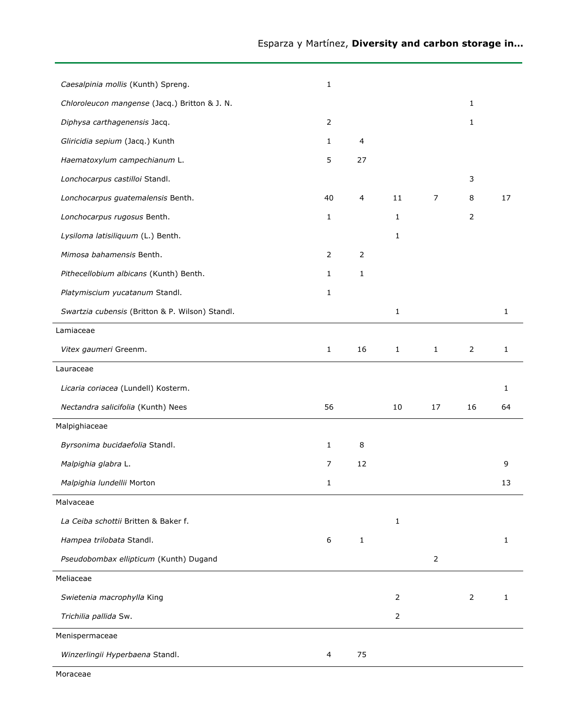| | | | | | | |
|---|---|---|---|---|---|---|
| *Caesalpinia mollis* (Kunth) Spreng. | 1 | | | | | |
| *Chloroleucon mangense* (Jacq.) Britton & J. N. | | | | | 1 | |
| *Diphysa carthagenensis* Jacq. | 2 | | | | 1 | |
| *Gliricidia sepium* (Jacq.) Kunth | 1 | 4 | | | | |
| *Haematoxylum campechianum* L. | 5 | 27 | | | | |
| *Lonchocarpus castilloi* Standl. | | | | | 3 | |
| *Lonchocarpus guatemalensis* Benth. | 40 | 4 | 11 | 7 | 8 | 17 |
| *Lonchocarpus rugosus* Benth. | 1 | | 1 | | 2 | |
| *Lysiloma latisiliquum* (L.) Benth. | | | 1 | | | |
| *Mimosa bahamensis* Benth. | 2 | 2 | | | | |
| *Pithecellobium albicans* (Kunth) Benth. | 1 | 1 | | | | |
| *Platymiscium yucatanum* Standl. | 1 | | | | | |
| *Swartzia cubensis* (Britton & P. Wilson) Standl. | | | 1 | | | 1 |
| Lamiaceae | | | | | | |
| *Vitex gaumeri* Greenm. | 1 | 16 | 1 | 1 | 2 | 1 |
| Lauraceae | | | | | | |
| *Licaria coriacea* (Lundell) Kosterm. | | | | | | 1 |
| *Nectandra salicifolia* (Kunth) Nees | 56 | | 10 | 17 | 16 | 64 |
| Malpighiaceae | | | | | | |
| *Byrsonima bucidaefolia* Standl. | 1 | 8 | | | | |
| *Malpighia glabra* L. | 7 | 12 | | | | 9 |
| *Malpighia lundellii* Morton | 1 | | | | | 13 |
| Malvaceae | | | | | | |
| *La Ceiba schottii* Britten & Baker f. | | | 1 | | | |
| *Hampea trilobata* Standl. | 6 | 1 | | | | 1 |
| *Pseudobombax ellipticum* (Kunth) Dugand | | | | 2 | | |
| Meliaceae | | | | | | |
| *Swietenia macrophylla* King | | | 2 | | 2 | 1 |
| *Trichilia pallida* Sw. | | | 2 | | | |
| Menispermaceae | | | | | | |
| *Winzerlingii Hyperbaena* Standl. | 4 | 75 | | | | |
| Moraceae | | | | | | |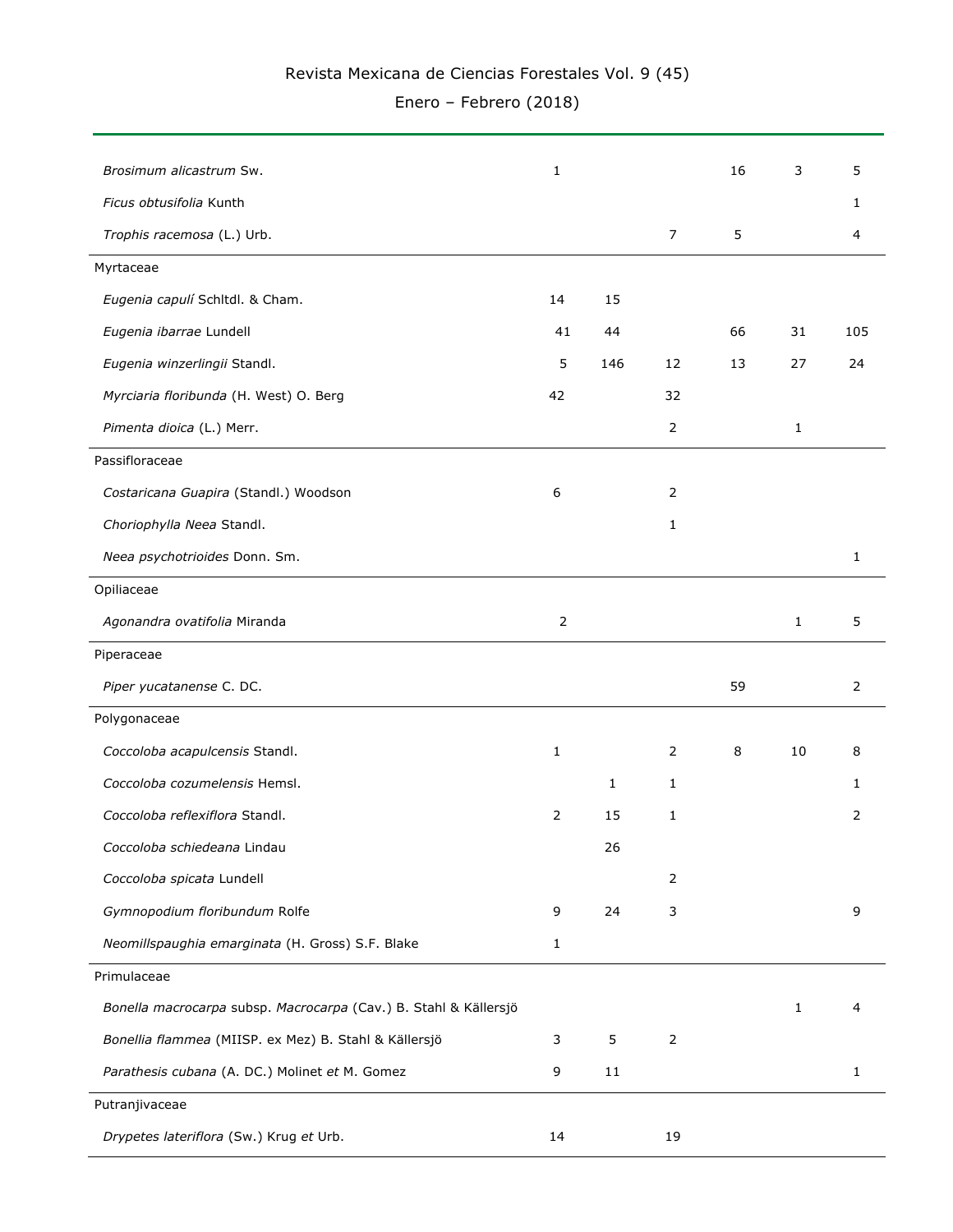| | | | | | | |
|---|---|---|---|---|---|---|
| *Brosimum alicastrum* Sw. | 1 | | | 16 | 3 | 5 |
| *Ficus obtusifolia* Kunth | | | | | | 1 |
| *Trophis racemosa* (L.) Urb. | | | 7 | 5 | | 4 |
| Myrtaceae | | | | | | |
| *Eugenia capulí* Schltdl. & Cham. | 14 | 15 | | | | |
| *Eugenia ibarrae* Lundell | 41 | 44 | | 66 | 31 | 105 |
| *Eugenia winzerlingii* Standl. | 5 | 146 | 12 | 13 | 27 | 24 |
| *Myrciaria floribunda* (H. West) O. Berg | 42 | | 32 | | | |
| *Pimenta dioica* (L.) Merr. | | | 2 | | 1 | |
| Passifloraceae | | | | | | |
| *Costaricana Guapira* (Standl.) Woodson | 6 | | 2 | | | |
| *Choriophylla Neea* Standl. | | | 1 | | | |
| *Neea psychotrioides* Donn. Sm. | | | | | | 1 |
| Opiliaceae | | | | | | |
| *Agonandra ovatifolia* Miranda | 2 | | | | 1 | 5 |
| Piperaceae | | | | | | |
| *Piper yucatanense* C. DC. | | | | 59 | | 2 |
| Polygonaceae | | | | | | |
| *Coccoloba acapulcensis* Standl. | 1 | | 2 | 8 | 10 | 8 |
| *Coccoloba cozumelensis* Hemsl. | | 1 | 1 | | | 1 |
| *Coccoloba reflexiflora* Standl. | 2 | 15 | 1 | | | 2 |
| *Coccoloba schiedeana* Lindau | | 26 | | | | |
| *Coccoloba spicata* Lundell | | | 2 | | | |
| *Gymnopodium floribundum* Rolfe | 9 | 24 | 3 | | | 9 |
| *Neomillspaughia emarginata* (H. Gross) S.F. Blake | 1 | | | | | |
| Primulaceae | | | | | | |
| *Bonella macrocarpa* subsp. *Macrocarpa* (Cav.) B. Stahl & Källersjö | | | | | 1 | 4 |
| *Bonellia flammea* (MIISP. ex Mez) B. Stahl & Källersjö | 3 | 5 | 2 | | | |
| *Parathesis cubana* (A. DC.) Molinet *et* M. Gomez | 9 | 11 | | | | 1 |
| Putranjivaceae | | | | | | |
| *Drypetes lateriflora* (Sw.) Krug *et* Urb. | 14 | | 19 | | | |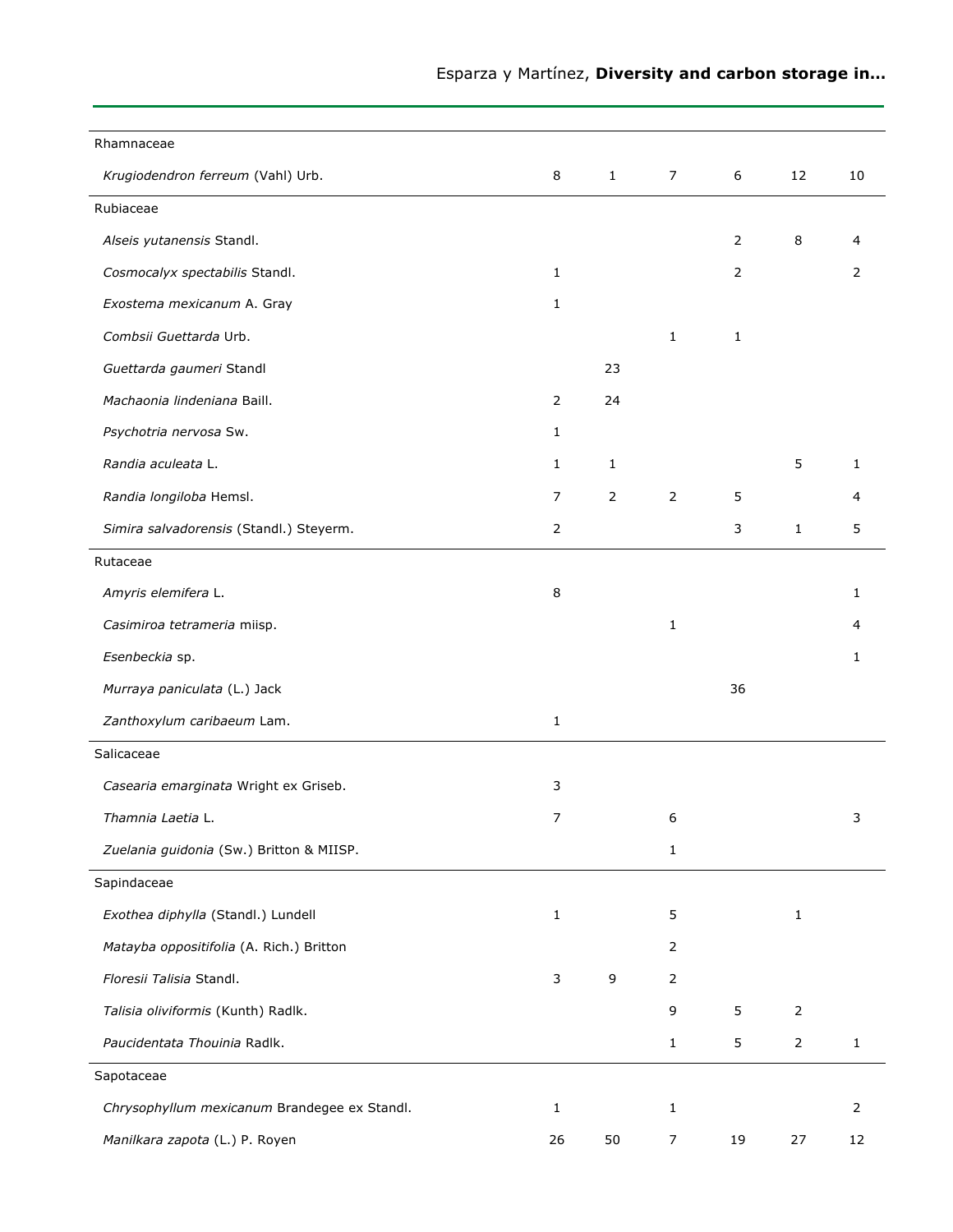| | | | | | | |
|---|---|---|---|---|---|---|
| Rhamnaceae | | | | | | |
| *Krugiodendron ferreum* (Vahl) Urb. | 8 | 1 | 7 | 6 | 12 | 10 |
| Rubiaceae | | | | | | |
| *Alseis yutanensis* Standl. | | | | 2 | 8 | 4 |
| *Cosmocalyx spectabilis* Standl. | 1 | | | 2 | | 2 |
| *Exostema mexicanum* A. Gray | 1 | | | | | |
| *Combsii Guettarda* Urb. | | | 1 | 1 | | |
| *Guettarda gaumeri* Standl | | 23 | | | | |
| *Machaonia lindeniana* Baill. | 2 | 24 | | | | |
| *Psychotria nervosa* Sw. | 1 | | | | | |
| *Randia aculeata* L. | 1 | 1 | | | 5 | 1 |
| *Randia longiloba* Hemsl. | 7 | 2 | 2 | 5 | | 4 |
| *Simira salvadorensis* (Standl.) Steyerm. | 2 | | | 3 | 1 | 5 |
| Rutaceae | | | | | | |
| *Amyris elemifera* L. | 8 | | | | | 1 |
| *Casimiroa tetrameria* miisp. | | | 1 | | | 4 |
| *Esenbeckia* sp. | | | | | | 1 |
| *Murraya paniculata* (L.) Jack | | | | 36 | | |
| *Zanthoxylum caribaeum* Lam. | 1 | | | | | |
| Salicaceae | | | | | | |
| *Casearia emarginata* Wright ex Griseb. | 3 | | | | | |
| *Thamnia Laetia* L. | 7 | | 6 | | | 3 |
| *Zuelania guidonia* (Sw.) Britton & MIISP. | | | 1 | | | |
| Sapindaceae | | | | | | |
| *Exothea diphylla* (Standl.) Lundell | 1 | | 5 | | 1 | |
| *Matayba oppositifolia* (A. Rich.) Britton | | | 2 | | | |
| *Floresii Talisia* Standl. | 3 | 9 | 2 | | | |
| *Talisia oliviformis* (Kunth) Radlk. | | | 9 | 5 | 2 | |
| *Paucidentata Thouinia* Radlk. | | | 1 | 5 | 2 | 1 |
| Sapotaceae | | | | | | |
| *Chrysophyllum mexicanum* Brandegee ex Standl. | 1 | | 1 | | | 2 |
| *Manilkara zapota* (L.) P. Royen | 26 | 50 | 7 | 19 | 27 | 12 |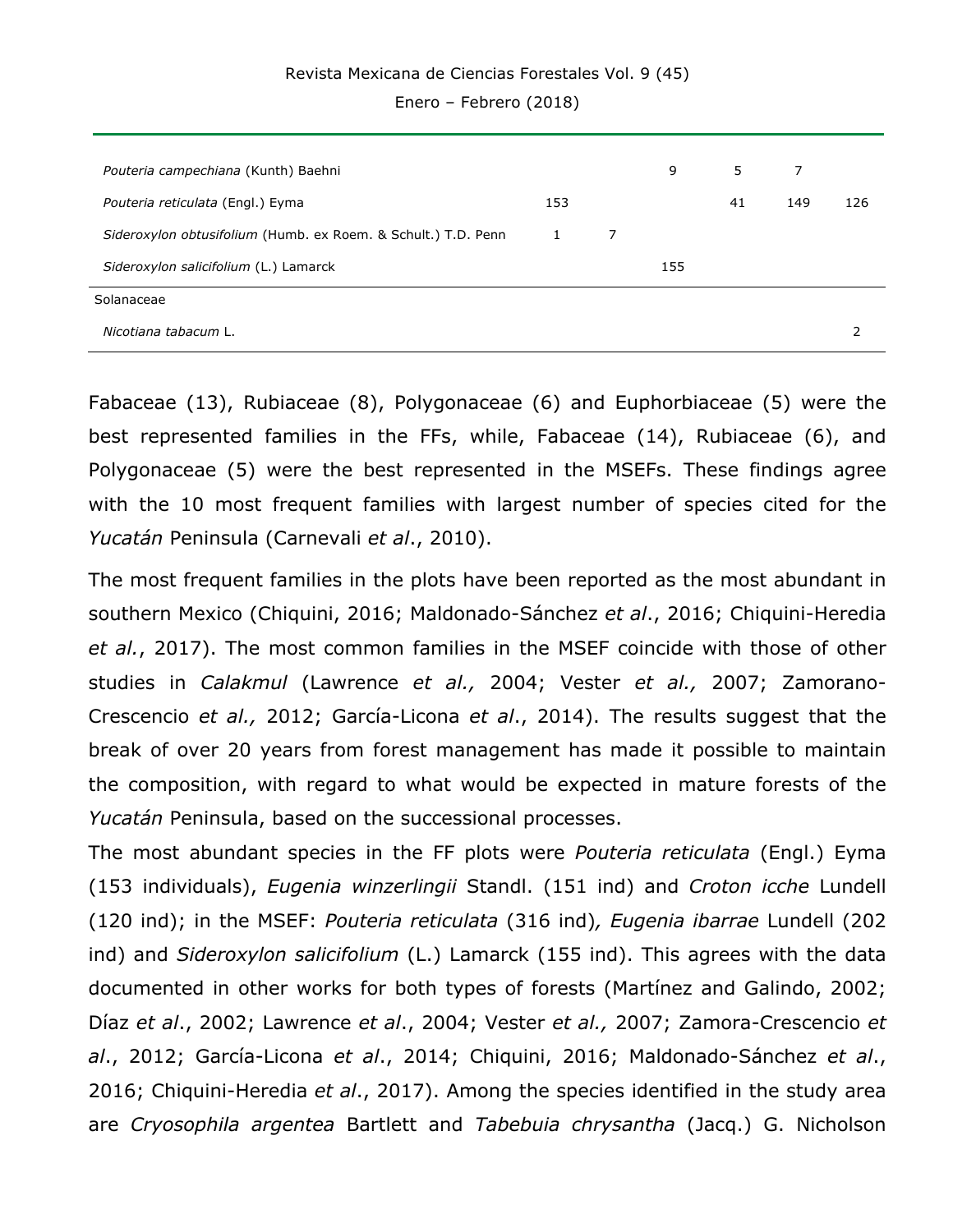| | | | | | | |
|---|---|---|---|---|---|---|
| *Pouteria campechiana* (Kunth) Baehni | | | 9 | 5 | 7 | |
| *Pouteria reticulata* (Engl.) Eyma | 153 | | | 41 | 149 | 126 |
| *Sideroxylon obtusifolium* (Humb. ex Roem. & Schult.) T.D. Penn | 1 | 7 | | | | |
| *Sideroxylon salicifolium* (L.) Lamarck | | | 155 | | | |
| Solanaceae | | | | | | |
| *Nicotiana tabacum* L. | | | | | | 2 |

Fabaceae (13), Rubiaceae (8), Polygonaceae (6) and Euphorbiaceae (5) were the best represented families in the FFs, while, Fabaceae (14), Rubiaceae (6), and Polygonaceae (5) were the best represented in the MSEFs. These findings agree with the 10 most frequent families with largest number of species cited for the *Yucatán* Peninsula (Carnevali *et al*., 2010).

The most frequent families in the plots have been reported as the most abundant in southern Mexico (Chiquini, 2016; Maldonado-Sánchez *et al*., 2016; Chiquini-Heredia *et al.*, 2017). The most common families in the MSEF coincide with those of other studies in *Calakmul* (Lawrence *et al.,* 2004; Vester *et al.,* 2007; Zamorano-Crescencio *et al.,* 2012; García-Licona *et al*., 2014). The results suggest that the break of over 20 years from forest management has made it possible to maintain the composition, with regard to what would be expected in mature forests of the *Yucatán* Peninsula, based on the successional processes.

The most abundant species in the FF plots were *Pouteria reticulata* (Engl.) Eyma (153 individuals), *Eugenia winzerlingii* Standl. (151 ind) and *Croton icche* Lundell (120 ind); in the MSEF: *Pouteria reticulata* (316 ind)*, Eugenia ibarrae* Lundell (202 ind) and *Sideroxylon salicifolium* (L.) Lamarck (155 ind). This agrees with the data documented in other works for both types of forests (Martínez and Galindo, 2002; Díaz *et al*., 2002; Lawrence *et al*., 2004; Vester *et al.,* 2007; Zamora-Crescencio *et al*., 2012; García-Licona *et al*., 2014; Chiquini, 2016; Maldonado-Sánchez *et al*., 2016; Chiquini-Heredia *et al*., 2017). Among the species identified in the study area are *Cryosophila argentea* Bartlett and *Tabebuia chrysantha* (Jacq.) G. Nicholson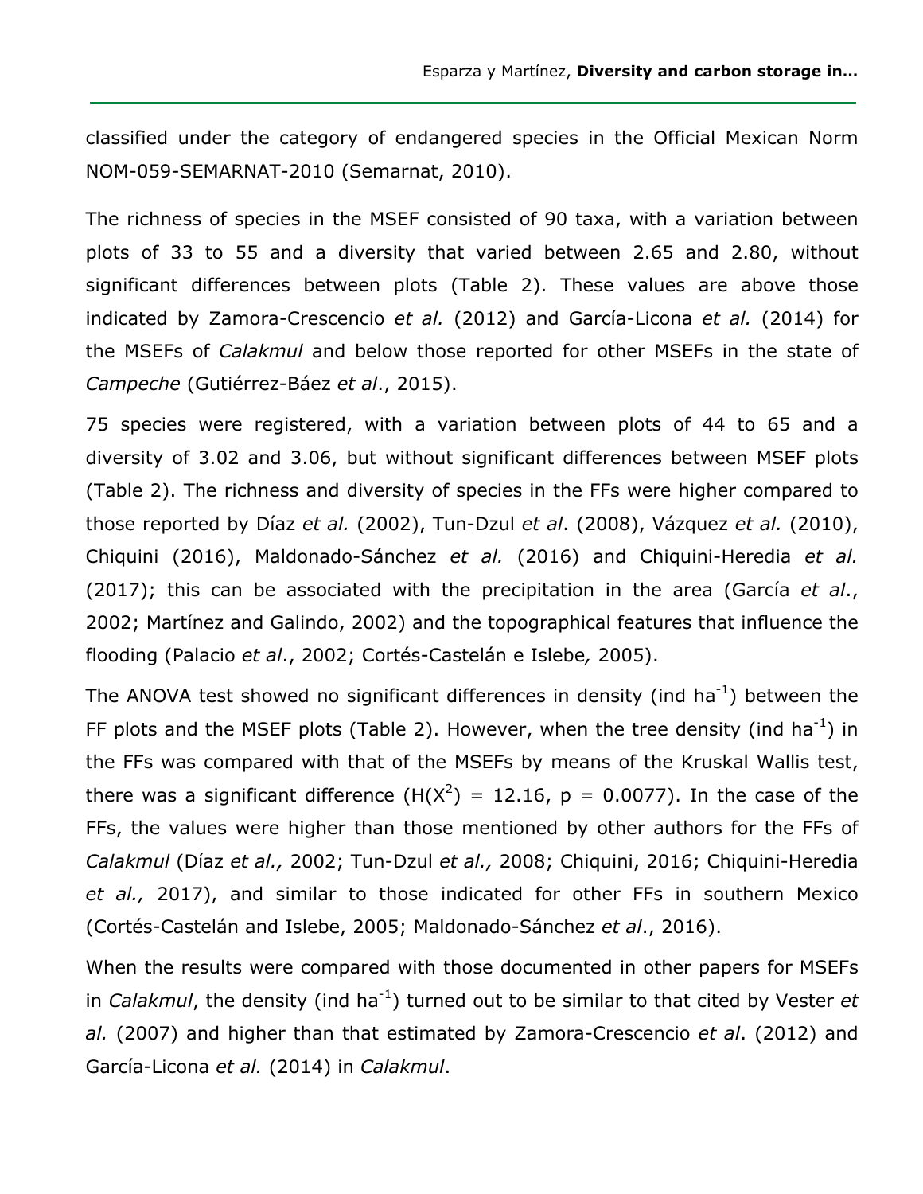classified under the category of endangered species in the Official Mexican Norm NOM-059-SEMARNAT-2010 (Semarnat, 2010).

The richness of species in the MSEF consisted of 90 taxa, with a variation between plots of 33 to 55 and a diversity that varied between 2.65 and 2.80, without significant differences between plots (Table 2). These values are above those indicated by Zamora-Crescencio *et al.* (2012) and García-Licona *et al.* (2014) for the MSEFs of *Calakmul* and below those reported for other MSEFs in the state of *Campeche* (Gutiérrez-Báez *et al*., 2015).

75 species were registered, with a variation between plots of 44 to 65 and a diversity of 3.02 and 3.06, but without significant differences between MSEF plots (Table 2). The richness and diversity of species in the FFs were higher compared to those reported by Díaz *et al.* (2002), Tun-Dzul *et al*. (2008), Vázquez *et al.* (2010), Chiquini (2016), Maldonado-Sánchez *et al.* (2016) and Chiquini-Heredia *et al.* (2017); this can be associated with the precipitation in the area (García *et al*., 2002; Martínez and Galindo, 2002) and the topographical features that influence the flooding (Palacio *et al*., 2002; Cortés-Castelán e Islebe*,* 2005).

The ANOVA test showed no significant differences in density (ind $ha^{-1}$) between the FF plots and the MSEF plots (Table 2). However, when the tree density (ind $ha^{-1}$) in the FFs was compared with that of the MSEFs by means of the Kruskal Wallis test, there was a significant difference ($H(X^2) = 12.16$, $p = 0.0077$). In the case of the FFs, the values were higher than those mentioned by other authors for the FFs of *Calakmul* (Díaz *et al.,* 2002; Tun-Dzul *et al.,* 2008; Chiquini, 2016; Chiquini-Heredia *et al.,* 2017), and similar to those indicated for other FFs in southern Mexico (Cortés-Castelán and Islebe, 2005; Maldonado-Sánchez *et al*., 2016).

When the results were compared with those documented in other papers for MSEFs in *Calakmul*, the density (ind $ha^{-1}$) turned out to be similar to that cited by Vester *et al.* (2007) and higher than that estimated by Zamora-Crescencio *et al*. (2012) and García-Licona *et al.* (2014) in *Calakmul*.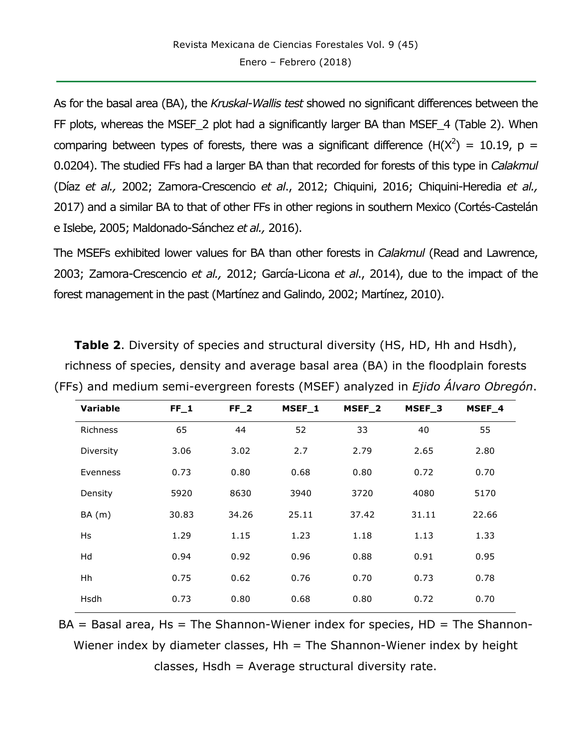As for the basal area (BA), the *Kruskal-Wallis test* showed no significant differences between the FF plots, whereas the MSEF_2 plot had a significantly larger BA than MSEF_4 (Table 2). When comparing between types of forests, there was a significant difference ($H(X^2) = 10.19$, $p = 0.0204$). The studied FFs had a larger BA than that recorded for forests of this type in *Calakmul* (Díaz *et al.,* 2002; Zamora-Crescencio *et al*., 2012; Chiquini, 2016; Chiquini-Heredia *et al.,* 2017) and a similar BA to that of other FFs in other regions in southern Mexico (Cortés-Castelán e Islebe, 2005; Maldonado-Sánchez *et al.,* 2016).

The MSEFs exhibited lower values for BA than other forests in *Calakmul* (Read and Lawrence, 2003; Zamora-Crescencio *et al.,* 2012; García-Licona *et al*., 2014), due to the impact of the forest management in the past (Martínez and Galindo, 2002; Martínez, 2010).

**Table 2**. Diversity of species and structural diversity (HS, HD, Hh and Hsdh), richness of species, density and average basal area (BA) in the floodplain forests (FFs) and medium semi-evergreen forests (MSEF) analyzed in *Ejido Álvaro Obregón*.

| Variable | FF_1 | FF_2 | MSEF_1 | MSEF_2 | MSEF_3 | MSEF_4 |
|---|---|---|---|---|---|---|
| Richness | 65 | 44 | 52 | 33 | 40 | 55 |
| Diversity | 3.06 | 3.02 | 2.7 | 2.79 | 2.65 | 2.80 |
| Evenness | 0.73 | 0.80 | 0.68 | 0.80 | 0.72 | 0.70 |
| Density | 5920 | 8630 | 3940 | 3720 | 4080 | 5170 |
| BA (m) | 30.83 | 34.26 | 25.11 | 37.42 | 31.11 | 22.66 |
| Hs | 1.29 | 1.15 | 1.23 | 1.18 | 1.13 | 1.33 |
| Hd | 0.94 | 0.92 | 0.96 | 0.88 | 0.91 | 0.95 |
| Hh | 0.75 | 0.62 | 0.76 | 0.70 | 0.73 | 0.78 |
| Hsdh | 0.73 | 0.80 | 0.68 | 0.80 | 0.72 | 0.70 |

BA = Basal area, Hs = The Shannon-Wiener index for species, HD = The Shannon-Wiener index by diameter classes, Hh = The Shannon-Wiener index by height classes, Hsdh = Average structural diversity rate.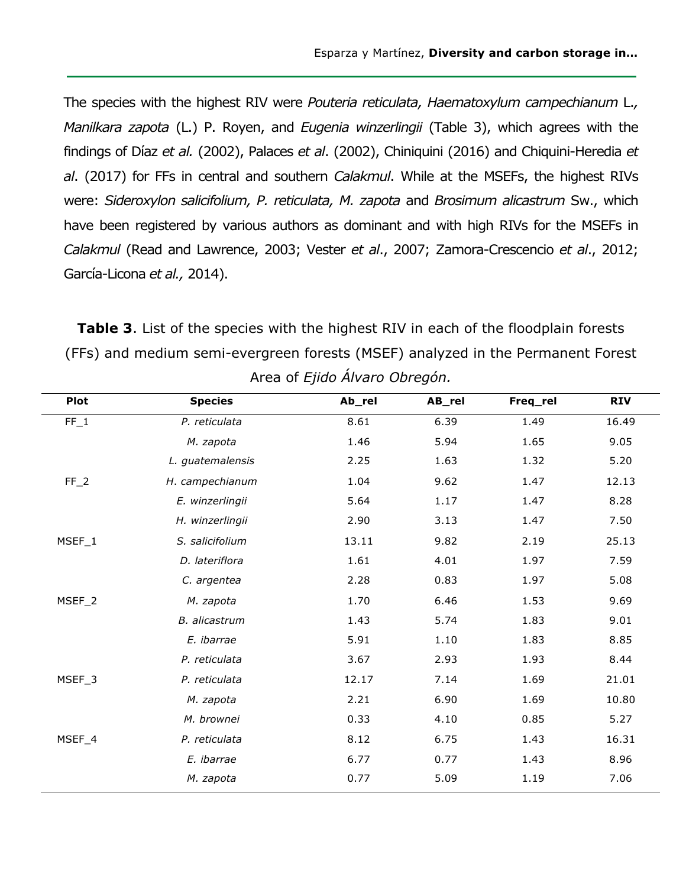The species with the highest RIV were *Pouteria reticulata, Haematoxylum campechianum* L.*, Manilkara zapota* (L.) P. Royen, and *Eugenia winzerlingii* (Table 3), which agrees with the findings of Díaz *et al.* (2002), Palaces *et al*. (2002), Chiniquini (2016) and Chiquini-Heredia *et al*. (2017) for FFs in central and southern *Calakmul*. While at the MSEFs, the highest RIVs were: *Sideroxylon salicifolium, P. reticulata, M. zapota* and *Brosimum alicastrum* Sw., which have been registered by various authors as dominant and with high RIVs for the MSEFs in *Calakmul* (Read and Lawrence, 2003; Vester *et al*., 2007; Zamora-Crescencio *et al*., 2012; García-Licona *et al.,* 2014).

**Table 3**. List of the species with the highest RIV in each of the floodplain forests (FFs) and medium semi-evergreen forests (MSEF) analyzed in the Permanent Forest Area of *Ejido Álvaro Obregón.*

| Plot | Species | Ab_rel | AB_rel | Freq_rel | RIV |
|---|---|---|---|---|---|
| FF_1 | *P. reticulata* | 8.61 | 6.39 | 1.49 | 16.49 |
| | *M. zapota* | 1.46 | 5.94 | 1.65 | 9.05 |
| | *L. guatemalensis* | 2.25 | 1.63 | 1.32 | 5.20 |
| FF_2 | *H. campechianum* | 1.04 | 9.62 | 1.47 | 12.13 |
| | *E. winzerlingii* | 5.64 | 1.17 | 1.47 | 8.28 |
| | *H. winzerlingii* | 2.90 | 3.13 | 1.47 | 7.50 |
| MSEF_1 | *S. salicifolium* | 13.11 | 9.82 | 2.19 | 25.13 |
| | *D. lateriflora* | 1.61 | 4.01 | 1.97 | 7.59 |
| | *C. argentea* | 2.28 | 0.83 | 1.97 | 5.08 |
| MSEF_2 | *M. zapota* | 1.70 | 6.46 | 1.53 | 9.69 |
| | *B. alicastrum* | 1.43 | 5.74 | 1.83 | 9.01 |
| | *E. ibarrae* | 5.91 | 1.10 | 1.83 | 8.85 |
| | *P. reticulata* | 3.67 | 2.93 | 1.93 | 8.44 |
| MSEF_3 | *P. reticulata* | 12.17 | 7.14 | 1.69 | 21.01 |
| | *M. zapota* | 2.21 | 6.90 | 1.69 | 10.80 |
| | *M. brownei* | 0.33 | 4.10 | 0.85 | 5.27 |
| MSEF_4 | *P. reticulata* | 8.12 | 6.75 | 1.43 | 16.31 |
| | *E. ibarrae* | 6.77 | 0.77 | 1.43 | 8.96 |
| | *M. zapota* | 0.77 | 5.09 | 1.19 | 7.06 |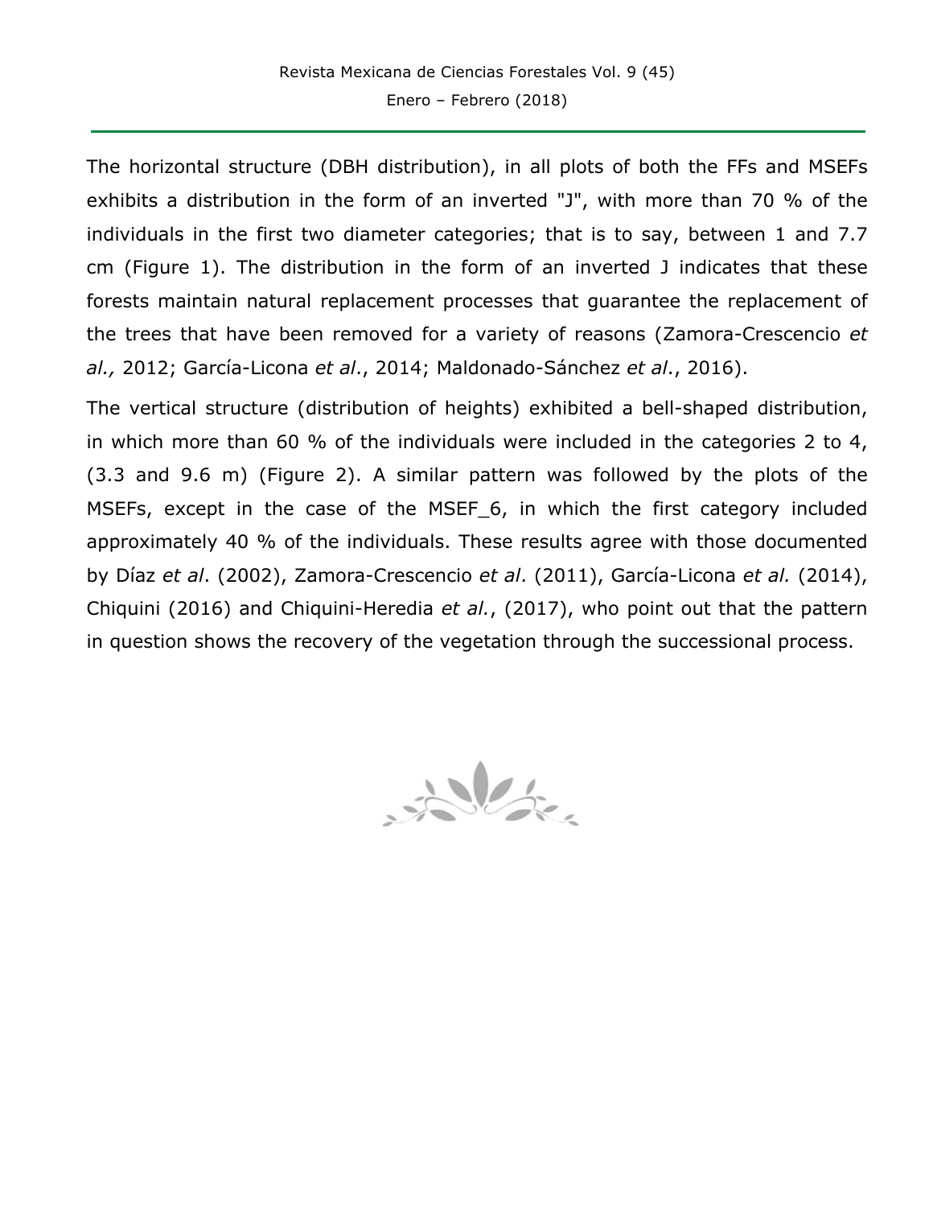The horizontal structure (DBH distribution), in all plots of both the FFs and MSEFs exhibits a distribution in the form of an inverted "J", with more than 70 % of the individuals in the first two diameter categories; that is to say, between 1 and 7.7 cm (Figure 1). The distribution in the form of an inverted J indicates that these forests maintain natural replacement processes that guarantee the replacement of the trees that have been removed for a variety of reasons (Zamora-Crescencio *et al.,* 2012; García-Licona *et al*., 2014; Maldonado-Sánchez *et al*., 2016).

The vertical structure (distribution of heights) exhibited a bell-shaped distribution, in which more than 60 % of the individuals were included in the categories 2 to 4, (3.3 and 9.6 m) (Figure 2). A similar pattern was followed by the plots of the MSEFs, except in the case of the MSEF_6, in which the first category included approximately 40 % of the individuals. These results agree with those documented by Díaz *et al*. (2002), Zamora-Crescencio *et al*. (2011), García-Licona *et al.* (2014), Chiquini (2016) and Chiquini-Heredia *et al.*, (2017), who point out that the pattern in question shows the recovery of the vegetation through the successional process.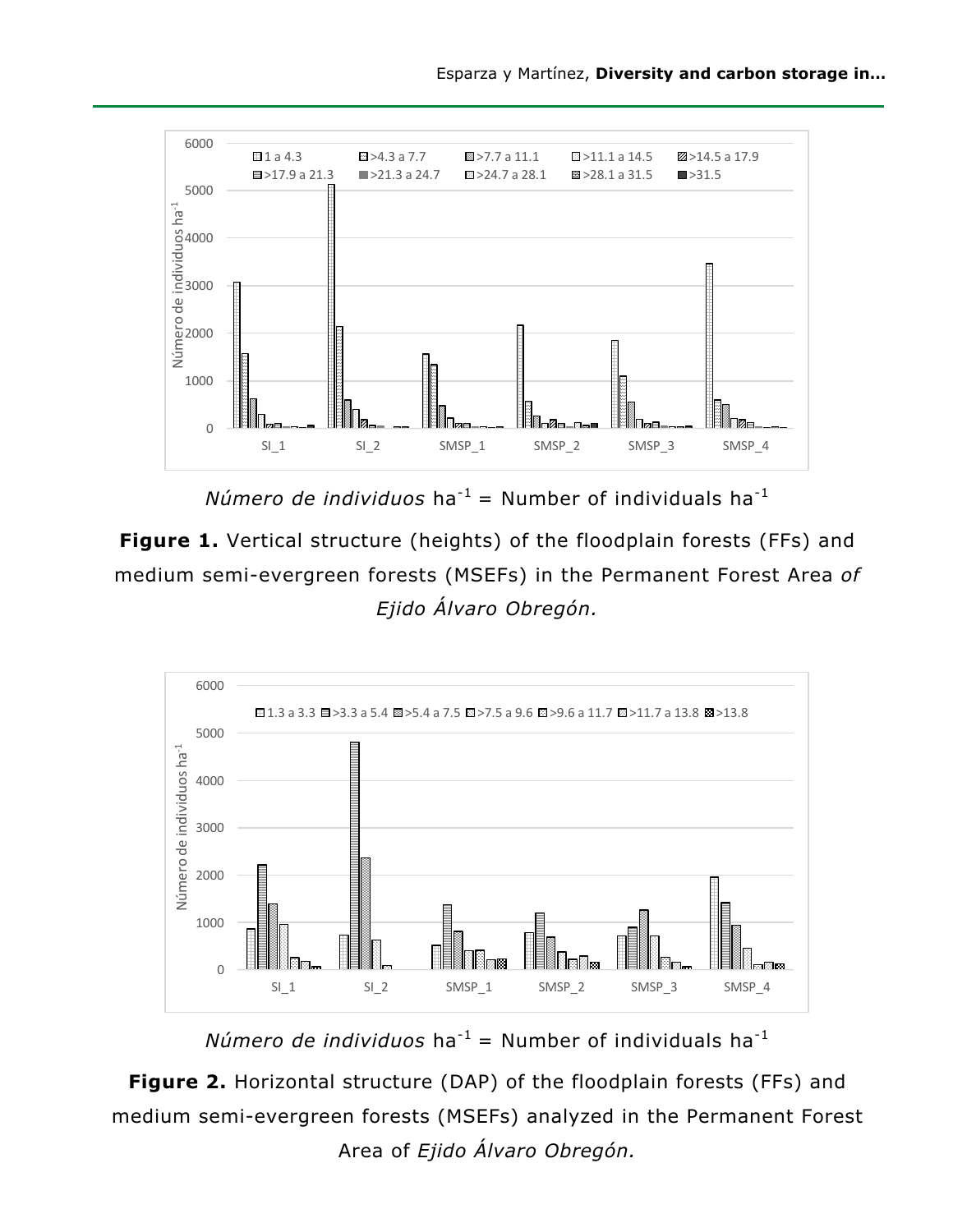*Número de individuos* ha$^{-1}$ = Number of individuals ha$^{-1}$

**Figure 1.** Vertical structure (heights) of the floodplain forests (FFs) and medium semi-evergreen forests (MSEFs) in the Permanent Forest Area *of Ejido Álvaro Obregón.*

*Número de individuos* ha$^{-1}$ = Number of individuals ha$^{-1}$

**Figure 2.** Horizontal structure (DAP) of the floodplain forests (FFs) and medium semi-evergreen forests (MSEFs) analyzed in the Permanent Forest Area of *Ejido Álvaro Obregón.*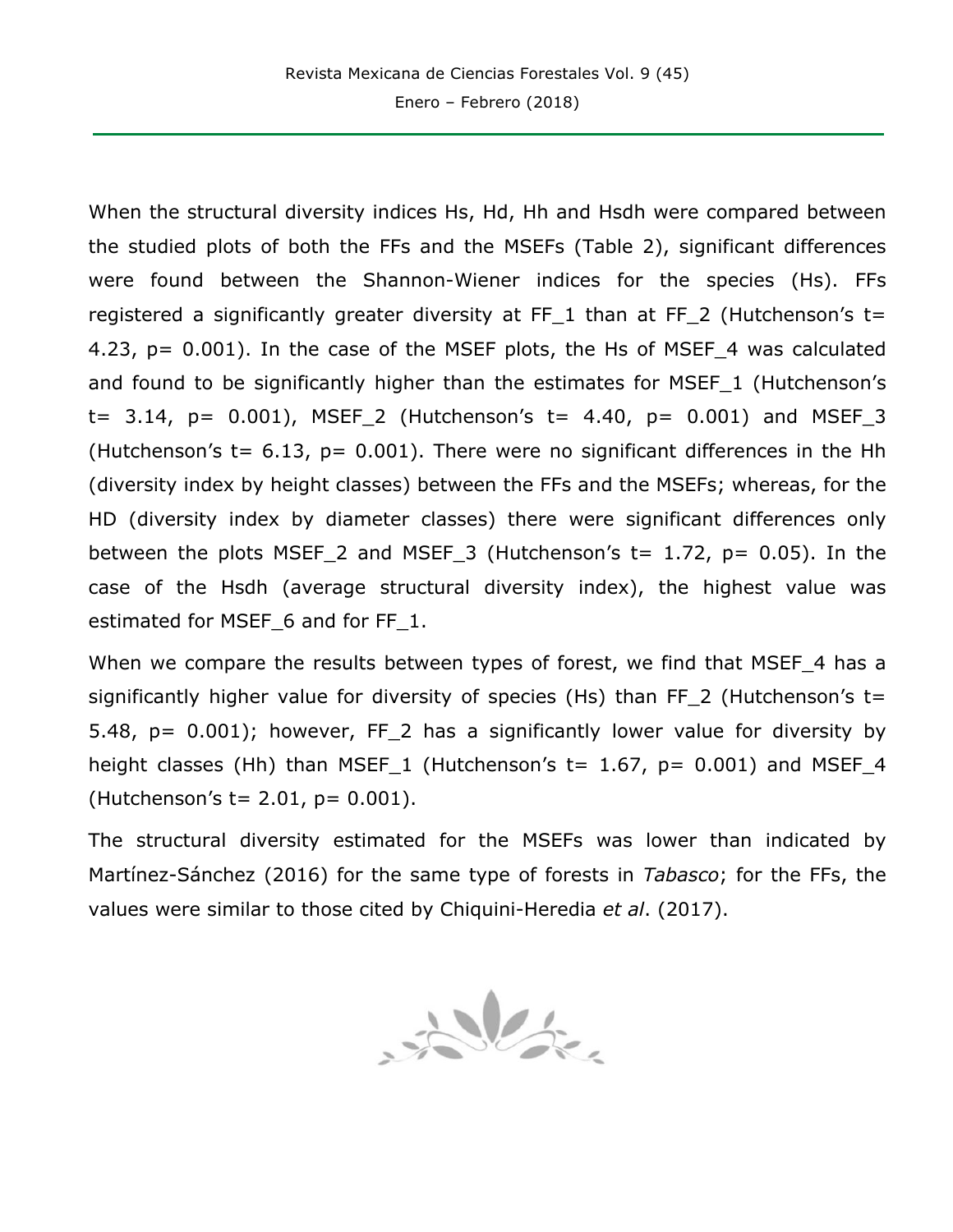When the structural diversity indices Hs, Hd, Hh and Hsdh were compared between the studied plots of both the FFs and the MSEFs (Table 2), significant differences were found between the Shannon-Wiener indices for the species (Hs). FFs registered a significantly greater diversity at FF_1 than at FF_2 (Hutchenson's t= 4.23, p= 0.001). In the case of the MSEF plots, the Hs of MSEF_4 was calculated and found to be significantly higher than the estimates for MSEF_1 (Hutchenson's t= 3.14, p= 0.001), MSEF_2 (Hutchenson's t= 4.40, p= 0.001) and MSEF_3 (Hutchenson's t= 6.13, p= 0.001). There were no significant differences in the Hh (diversity index by height classes) between the FFs and the MSEFs; whereas, for the HD (diversity index by diameter classes) there were significant differences only between the plots MSEF_2 and MSEF_3 (Hutchenson's t= 1.72, p= 0.05). In the case of the Hsdh (average structural diversity index), the highest value was estimated for MSEF_6 and for FF_1.

When we compare the results between types of forest, we find that MSEF_4 has a significantly higher value for diversity of species (Hs) than FF_2 (Hutchenson's t= 5.48, p= 0.001); however, FF_2 has a significantly lower value for diversity by height classes (Hh) than MSEF_1 (Hutchenson's t= 1.67, p= 0.001) and MSEF_4 (Hutchenson's t= 2.01, p= 0.001).

The structural diversity estimated for the MSEFs was lower than indicated by Martínez-Sánchez (2016) for the same type of forests in *Tabasco*; for the FFs, the values were similar to those cited by Chiquini-Heredia *et al*. (2017).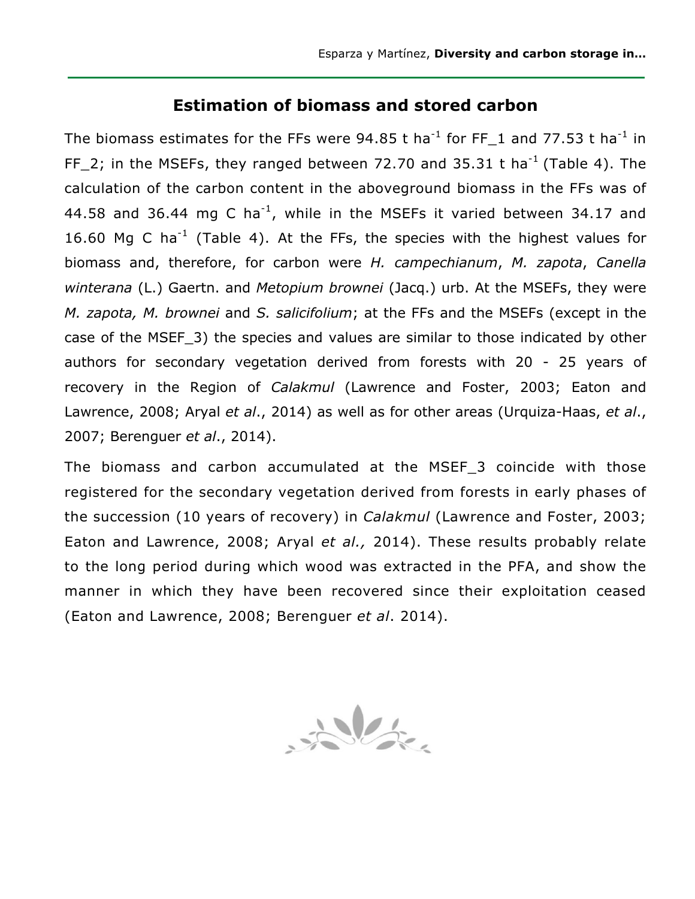## Estimation of biomass and stored carbon

The biomass estimates for the FFs were 94.85 t ha$^{-1}$ for FF_1 and 77.53 t ha$^{-1}$ in FF_2; in the MSEFs, they ranged between 72.70 and 35.31 t ha$^{-1}$ (Table 4). The calculation of the carbon content in the aboveground biomass in the FFs was of 44.58 and 36.44 mg C ha$^{-1}$, while in the MSEFs it varied between 34.17 and 16.60 Mg C ha$^{-1}$ (Table 4). At the FFs, the species with the highest values for biomass and, therefore, for carbon were *H. campechianum*, *M. zapota*, *Canella winterana* (L.) Gaertn. and *Metopium brownei* (Jacq.) urb. At the MSEFs, they were *M. zapota, M. brownei* and *S. salicifolium*; at the FFs and the MSEFs (except in the case of the MSEF_3) the species and values are similar to those indicated by other authors for secondary vegetation derived from forests with 20 - 25 years of recovery in the Region of *Calakmul* (Lawrence and Foster, 2003; Eaton and Lawrence, 2008; Aryal *et al*., 2014) as well as for other areas (Urquiza-Haas, *et al*., 2007; Berenguer *et al*., 2014).

The biomass and carbon accumulated at the MSEF_3 coincide with those registered for the secondary vegetation derived from forests in early phases of the succession (10 years of recovery) in *Calakmul* (Lawrence and Foster, 2003; Eaton and Lawrence, 2008; Aryal *et al.,* 2014). These results probably relate to the long period during which wood was extracted in the PFA, and show the manner in which they have been recovered since their exploitation ceased (Eaton and Lawrence, 2008; Berenguer *et al*. 2014).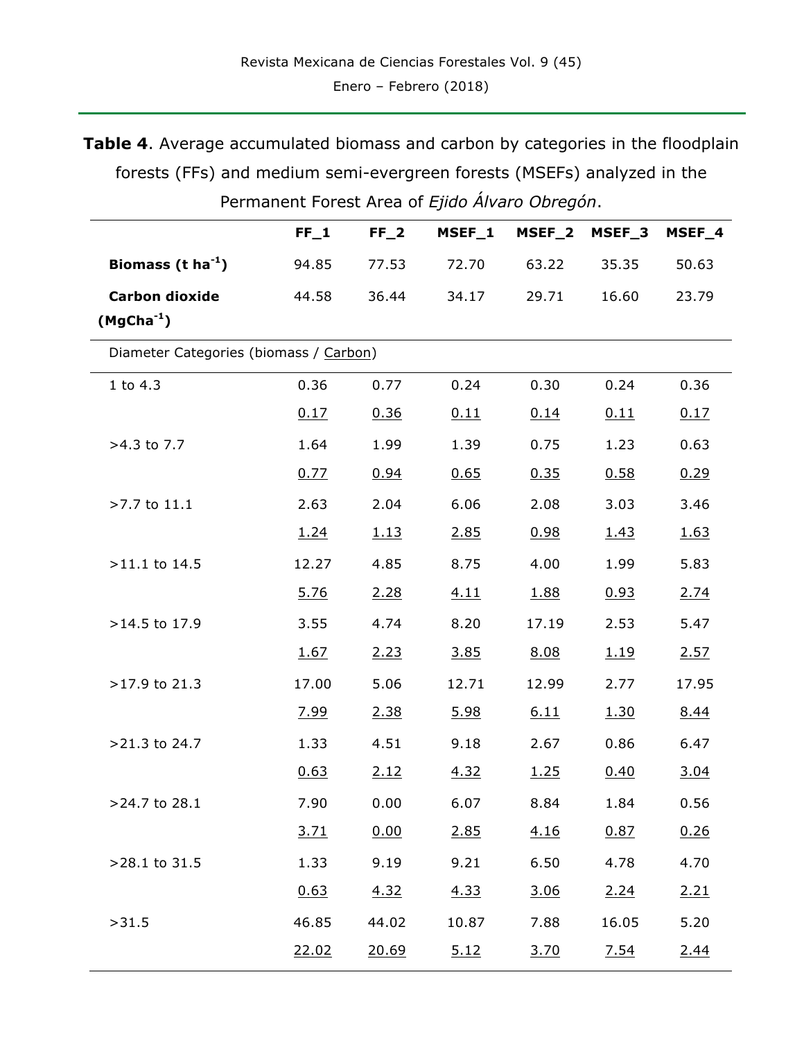**Table 4**. Average accumulated biomass and carbon by categories in the floodplain forests (FFs) and medium semi-evergreen forests (MSEFs) analyzed in the Permanent Forest Area of *Ejido Álvaro Obregón*.

| | FF_1 | FF_2 | MSEF_1 | MSEF_2 | MSEF_3 | MSEF_4 |
|---|---|---|---|---|---|---|
| **Biomass (t $ha^{-1}$)** | 94.85 | 77.53 | 72.70 | 63.22 | 35.35 | 50.63 |
| **Carbon dioxide ($MgCha^{-1}$)** | 44.58 | 36.44 | 34.17 | 29.71 | 16.60 | 23.79 |
| Diameter Categories (biomass / Carbon) | | | | | | |
| 1 to 4.3 | 0.36 | 0.77 | 0.24 | 0.30 | 0.24 | 0.36 |
| | 0.17 | 0.36 | 0.11 | 0.14 | 0.11 | 0.17 |
| >4.3 to 7.7 | 1.64 | 1.99 | 1.39 | 0.75 | 1.23 | 0.63 |
| | 0.77 | 0.94 | 0.65 | 0.35 | 0.58 | 0.29 |
| >7.7 to 11.1 | 2.63 | 2.04 | 6.06 | 2.08 | 3.03 | 3.46 |
| | 1.24 | 1.13 | 2.85 | 0.98 | 1.43 | 1.63 |
| >11.1 to 14.5 | 12.27 | 4.85 | 8.75 | 4.00 | 1.99 | 5.83 |
| | 5.76 | 2.28 | 4.11 | 1.88 | 0.93 | 2.74 |
| >14.5 to 17.9 | 3.55 | 4.74 | 8.20 | 17.19 | 2.53 | 5.47 |
| | 1.67 | 2.23 | 3.85 | 8.08 | 1.19 | 2.57 |
| >17.9 to 21.3 | 17.00 | 5.06 | 12.71 | 12.99 | 2.77 | 17.95 |
| | 7.99 | 2.38 | 5.98 | 6.11 | 1.30 | 8.44 |
| >21.3 to 24.7 | 1.33 | 4.51 | 9.18 | 2.67 | 0.86 | 6.47 |
| | 0.63 | 2.12 | 4.32 | 1.25 | 0.40 | 3.04 |
| >24.7 to 28.1 | 7.90 | 0.00 | 6.07 | 8.84 | 1.84 | 0.56 |
| | 3.71 | 0.00 | 2.85 | 4.16 | 0.87 | 0.26 |
| >28.1 to 31.5 | 1.33 | 9.19 | 9.21 | 6.50 | 4.78 | 4.70 |
| | 0.63 | 4.32 | 4.33 | 3.06 | 2.24 | 2.21 |
| >31.5 | 46.85 | 44.02 | 10.87 | 7.88 | 16.05 | 5.20 |
| | 22.02 | 20.69 | 5.12 | 3.70 | 7.54 | 2.44 |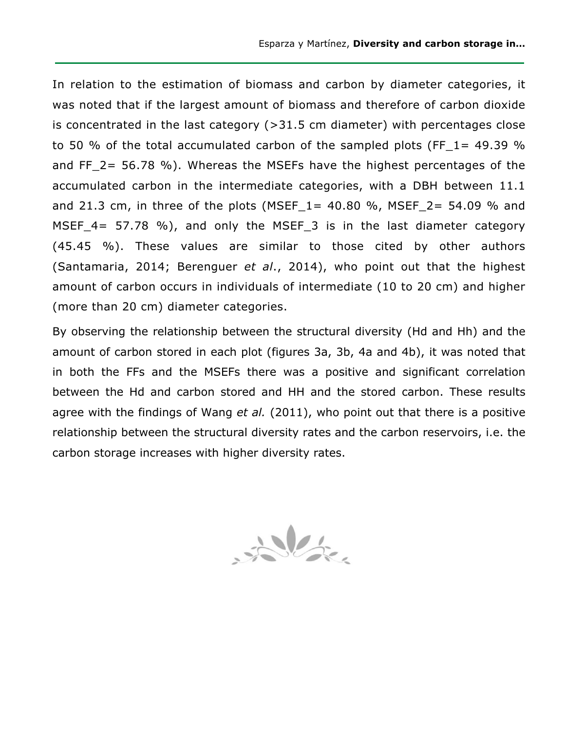In relation to the estimation of biomass and carbon by diameter categories, it was noted that if the largest amount of biomass and therefore of carbon dioxide is concentrated in the last category (>31.5 cm diameter) with percentages close to 50 % of the total accumulated carbon of the sampled plots (FF_1= 49.39 % and FF_2= 56.78 %). Whereas the MSEFs have the highest percentages of the accumulated carbon in the intermediate categories, with a DBH between 11.1 and 21.3 cm, in three of the plots (MSEF_1= 40.80 %, MSEF_2= 54.09 % and MSEF_4= 57.78 %), and only the MSEF_3 is in the last diameter category (45.45 %). These values are similar to those cited by other authors (Santamaria, 2014; Berenguer *et al*., 2014), who point out that the highest amount of carbon occurs in individuals of intermediate (10 to 20 cm) and higher (more than 20 cm) diameter categories.

By observing the relationship between the structural diversity (Hd and Hh) and the amount of carbon stored in each plot (figures 3a, 3b, 4a and 4b), it was noted that in both the FFs and the MSEFs there was a positive and significant correlation between the Hd and carbon stored and HH and the stored carbon. These results agree with the findings of Wang *et al.* (2011), who point out that there is a positive relationship between the structural diversity rates and the carbon reservoirs, i.e. the carbon storage increases with higher diversity rates.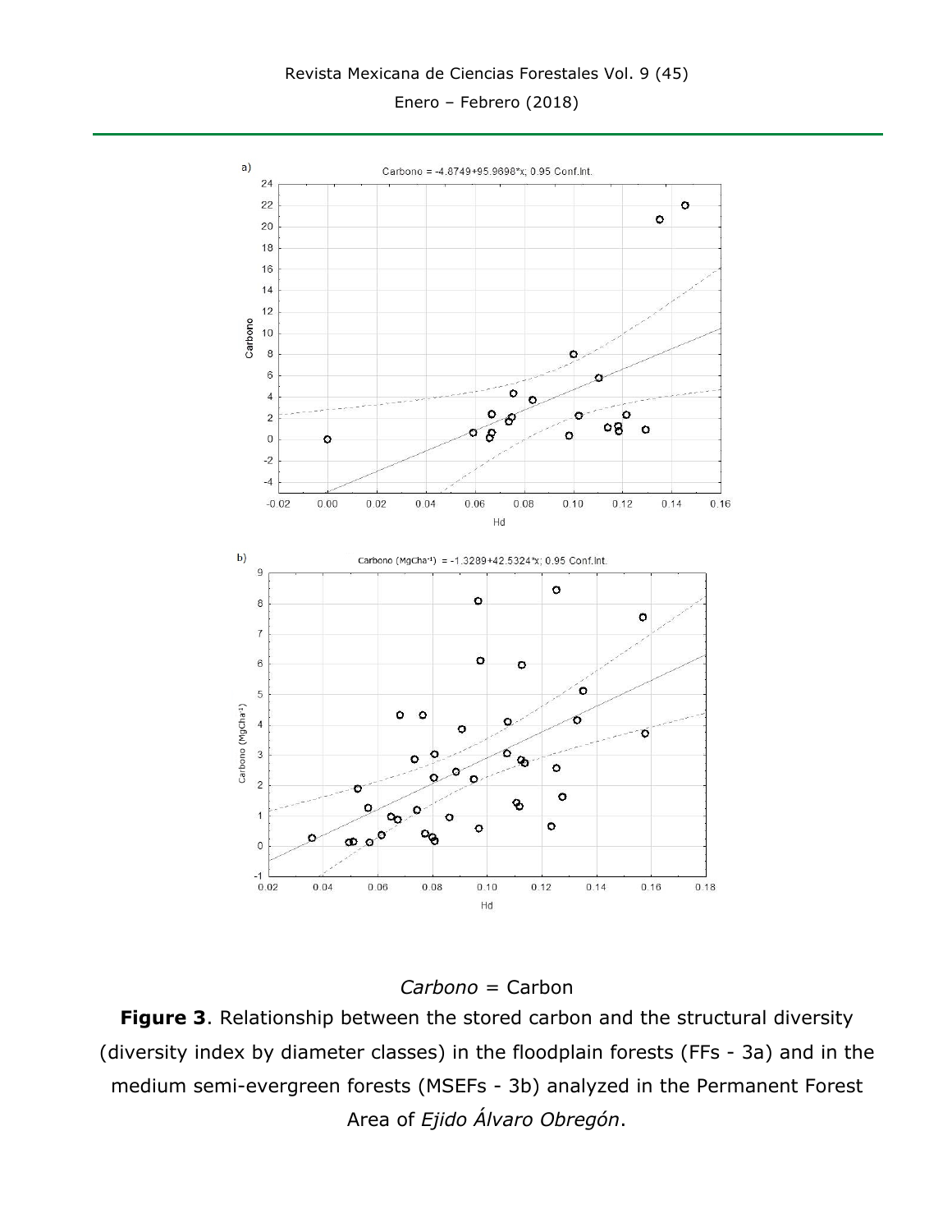*Carbono* = Carbon

**Figure 3**. Relationship between the stored carbon and the structural diversity (diversity index by diameter classes) in the floodplain forests (FFs - 3a) and in the medium semi-evergreen forests (MSEFs - 3b) analyzed in the Permanent Forest Area of *Ejido Álvaro Obregón*.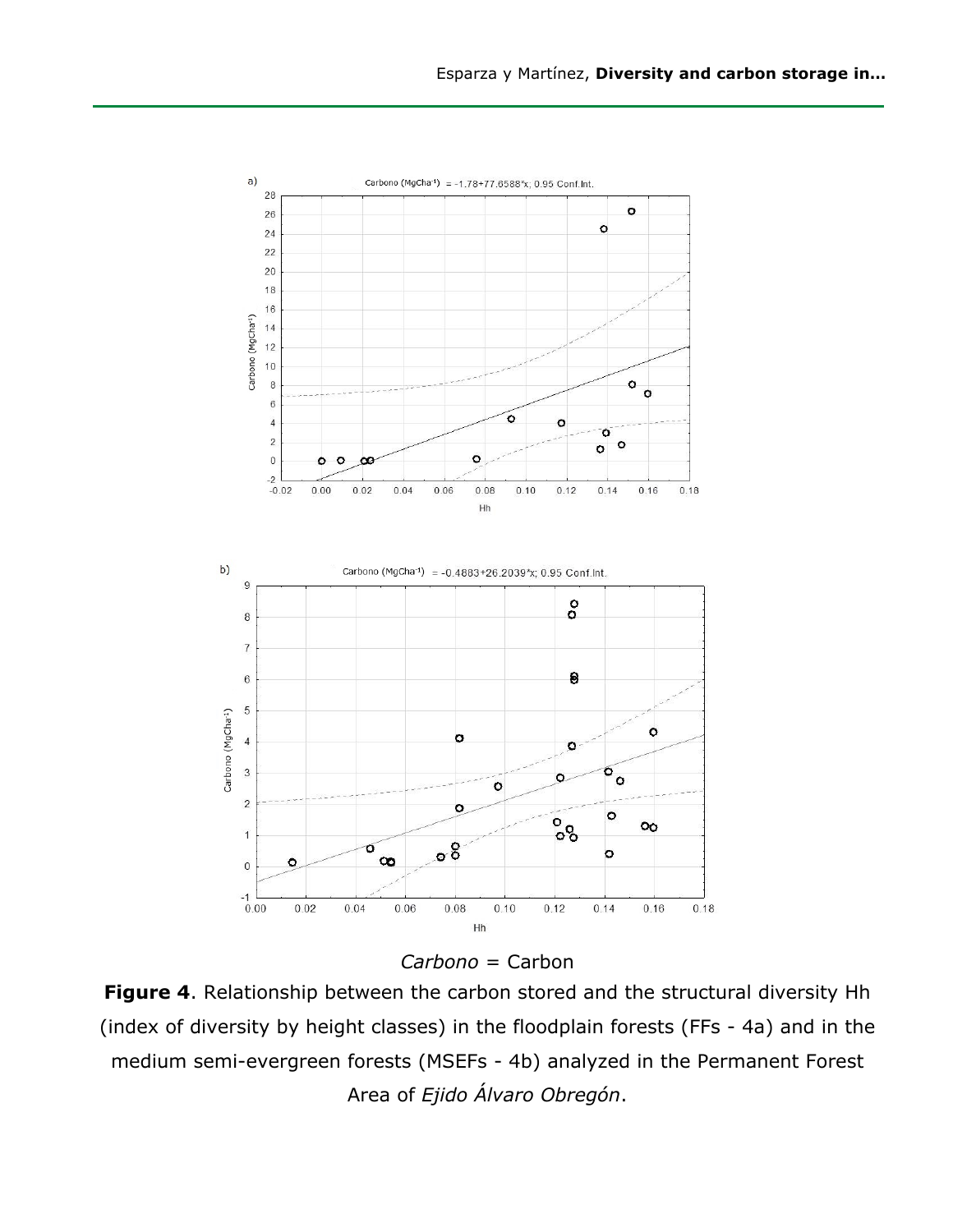*Carbono* = Carbon

**Figure 4**. Relationship between the carbon stored and the structural diversity Hh (index of diversity by height classes) in the floodplain forests (FFs - 4a) and in the medium semi-evergreen forests (MSEFs - 4b) analyzed in the Permanent Forest Area of *Ejido Álvaro Obregón*.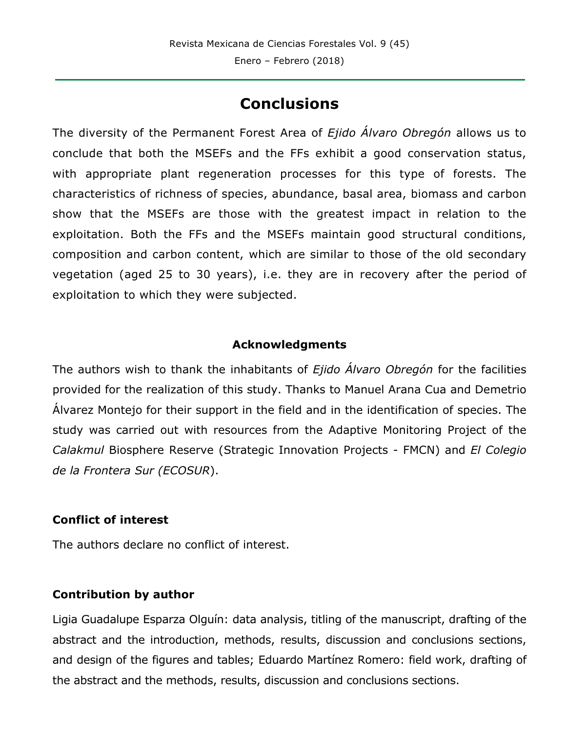# Conclusions

The diversity of the Permanent Forest Area of *Ejido Álvaro Obregón* allows us to conclude that both the MSEFs and the FFs exhibit a good conservation status, with appropriate plant regeneration processes for this type of forests. The characteristics of richness of species, abundance, basal area, biomass and carbon show that the MSEFs are those with the greatest impact in relation to the exploitation. Both the FFs and the MSEFs maintain good structural conditions, composition and carbon content, which are similar to those of the old secondary vegetation (aged 25 to 30 years), i.e. they are in recovery after the period of exploitation to which they were subjected.

### Acknowledgments

The authors wish to thank the inhabitants of *Ejido Álvaro Obregón* for the facilities provided for the realization of this study. Thanks to Manuel Arana Cua and Demetrio Álvarez Montejo for their support in the field and in the identification of species. The study was carried out with resources from the Adaptive Monitoring Project of the *Calakmul* Biosphere Reserve (Strategic Innovation Projects - FMCN) and *El Colegio de la Frontera Sur (ECOSUR)*.

### Conflict of interest

The authors declare no conflict of interest.

### Contribution by author

Ligia Guadalupe Esparza Olguín: data analysis, titling of the manuscript, drafting of the abstract and the introduction, methods, results, discussion and conclusions sections, and design of the figures and tables; Eduardo Martínez Romero: field work, drafting of the abstract and the methods, results, discussion and conclusions sections.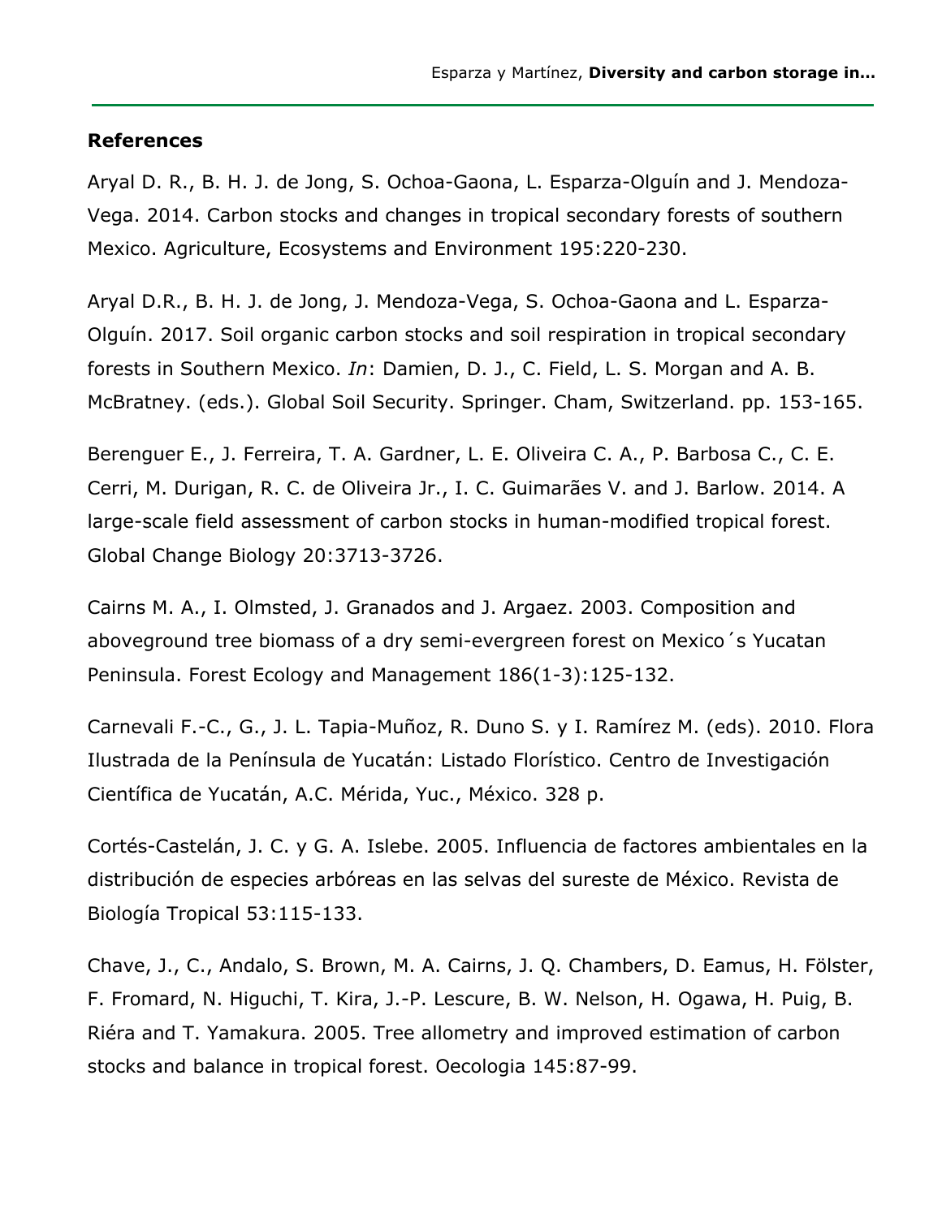## References

Aryal D. R., B. H. J. de Jong, S. Ochoa-Gaona, L. Esparza-Olguín and J. Mendoza-Vega. 2014. Carbon stocks and changes in tropical secondary forests of southern Mexico. Agriculture, Ecosystems and Environment 195:220-230.

Aryal D.R., B. H. J. de Jong, J. Mendoza-Vega, S. Ochoa-Gaona and L. Esparza-Olguín. 2017. Soil organic carbon stocks and soil respiration in tropical secondary forests in Southern Mexico. *In*: Damien, D. J., C. Field, L. S. Morgan and A. B. McBratney. (eds.). Global Soil Security. Springer. Cham, Switzerland. pp. 153-165.

Berenguer E., J. Ferreira, T. A. Gardner, L. E. Oliveira C. A., P. Barbosa C., C. E. Cerri, M. Durigan, R. C. de Oliveira Jr., I. C. Guimarães V. and J. Barlow. 2014. A large-scale field assessment of carbon stocks in human-modified tropical forest. Global Change Biology 20:3713-3726.

Cairns M. A., I. Olmsted, J. Granados and J. Argaez. 2003. Composition and aboveground tree biomass of a dry semi-evergreen forest on Mexico´s Yucatan Peninsula. Forest Ecology and Management 186(1-3):125-132.

Carnevali F.-C., G., J. L. Tapia-Muñoz, R. Duno S. y I. Ramírez M. (eds). 2010. Flora Ilustrada de la Península de Yucatán: Listado Florístico. Centro de Investigación Científica de Yucatán, A.C. Mérida, Yuc., México. 328 p.

Cortés-Castelán, J. C. y G. A. Islebe. 2005. Influencia de factores ambientales en la distribución de especies arbóreas en las selvas del sureste de México. Revista de Biología Tropical 53:115-133.

Chave, J., C., Andalo, S. Brown, M. A. Cairns, J. Q. Chambers, D. Eamus, H. Fölster, F. Fromard, N. Higuchi, T. Kira, J.-P. Lescure, B. W. Nelson, H. Ogawa, H. Puig, B. Riéra and T. Yamakura. 2005. Tree allometry and improved estimation of carbon stocks and balance in tropical forest. Oecologia 145:87-99.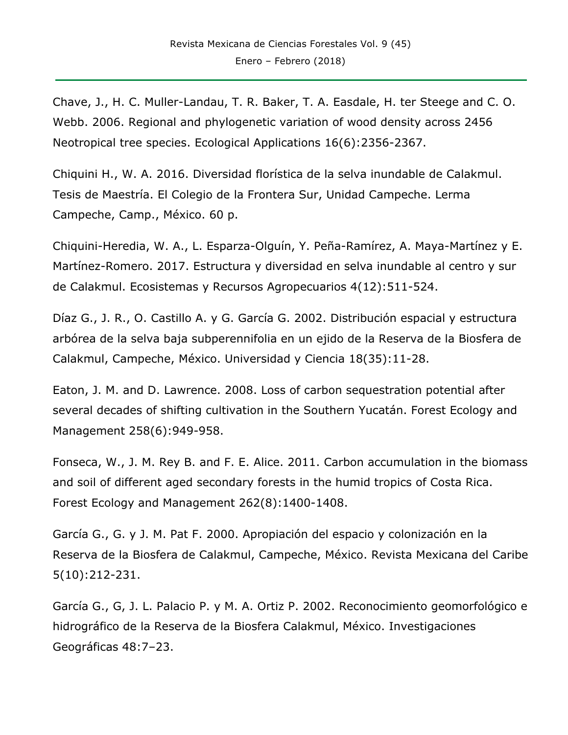Chave, J., H. C. Muller-Landau, T. R. Baker, T. A. Easdale, H. ter Steege and C. O. Webb. 2006. Regional and phylogenetic variation of wood density across 2456 Neotropical tree species. Ecological Applications 16(6):2356-2367.

Chiquini H., W. A. 2016. Diversidad florística de la selva inundable de Calakmul. Tesis de Maestría. El Colegio de la Frontera Sur, Unidad Campeche. Lerma Campeche, Camp., México. 60 p.

Chiquini-Heredia, W. A., L. Esparza-Olguín, Y. Peña-Ramírez, A. Maya-Martínez y E. Martínez-Romero. 2017. Estructura y diversidad en selva inundable al centro y sur de Calakmul. Ecosistemas y Recursos Agropecuarios 4(12):511-524.

Díaz G., J. R., O. Castillo A. y G. García G. 2002. Distribución espacial y estructura arbórea de la selva baja subperennifolia en un ejido de la Reserva de la Biosfera de Calakmul, Campeche, México. Universidad y Ciencia 18(35):11-28.

Eaton, J. M. and D. Lawrence. 2008. Loss of carbon sequestration potential after several decades of shifting cultivation in the Southern Yucatán. Forest Ecology and Management 258(6):949-958.

Fonseca, W., J. M. Rey B. and F. E. Alice. 2011. Carbon accumulation in the biomass and soil of different aged secondary forests in the humid tropics of Costa Rica. Forest Ecology and Management 262(8):1400-1408.

García G., G. y J. M. Pat F. 2000. Apropiación del espacio y colonización en la Reserva de la Biosfera de Calakmul, Campeche, México. Revista Mexicana del Caribe 5(10):212-231.

García G., G, J. L. Palacio P. y M. A. Ortiz P. 2002. Reconocimiento geomorfológico e hidrográfico de la Reserva de la Biosfera Calakmul, México. Investigaciones Geográficas 48:7–23.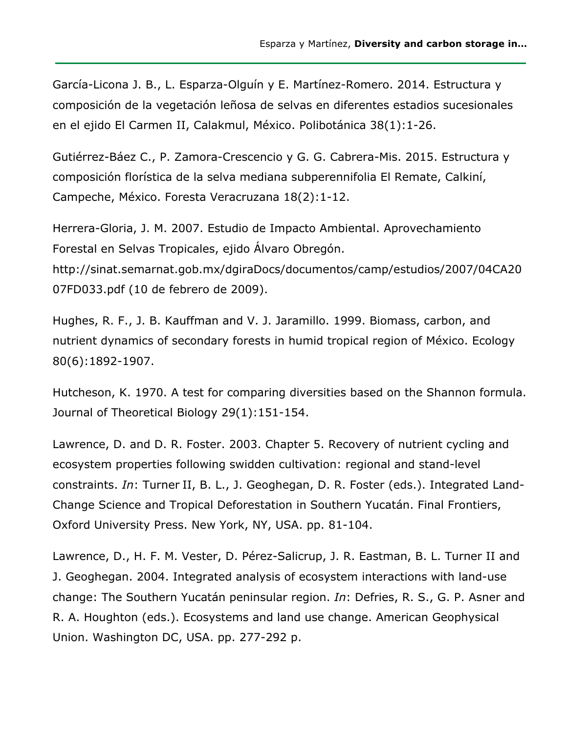García-Licona J. B., L. Esparza-Olguín y E. Martínez-Romero. 2014. Estructura y composición de la vegetación leñosa de selvas en diferentes estadios sucesionales en el ejido El Carmen II, Calakmul, México. Polibotánica 38(1):1-26.

Gutiérrez-Báez C., P. Zamora-Crescencio y G. G. Cabrera-Mis. 2015. Estructura y composición florística de la selva mediana subperennifolia El Remate, Calkiní, Campeche, México. Foresta Veracruzana 18(2):1-12.

Herrera-Gloria, J. M. 2007. Estudio de Impacto Ambiental. Aprovechamiento Forestal en Selvas Tropicales, ejido Álvaro Obregón. http://sinat.semarnat.gob.mx/dgiraDocs/documentos/camp/estudios/2007/04CA2007FD033.pdf (10 de febrero de 2009).

Hughes, R. F., J. B. Kauffman and V. J. Jaramillo. 1999. Biomass, carbon, and nutrient dynamics of secondary forests in humid tropical region of México. Ecology 80(6):1892-1907.

Hutcheson, K. 1970. A test for comparing diversities based on the Shannon formula. Journal of Theoretical Biology 29(1):151-154.

Lawrence, D. and D. R. Foster. 2003. Chapter 5. Recovery of nutrient cycling and ecosystem properties following swidden cultivation: regional and stand-level constraints. *In*: Turner II, B. L., J. Geoghegan, D. R. Foster (eds.). Integrated Land-Change Science and Tropical Deforestation in Southern Yucatán. Final Frontiers, Oxford University Press. New York, NY, USA. pp. 81-104.

Lawrence, D., H. F. M. Vester, D. Pérez-Salicrup, J. R. Eastman, B. L. Turner II and J. Geoghegan. 2004. Integrated analysis of ecosystem interactions with land-use change: The Southern Yucatán peninsular region. *In*: Defries, R. S., G. P. Asner and R. A. Houghton (eds.). Ecosystems and land use change. American Geophysical Union. Washington DC, USA. pp. 277-292 p.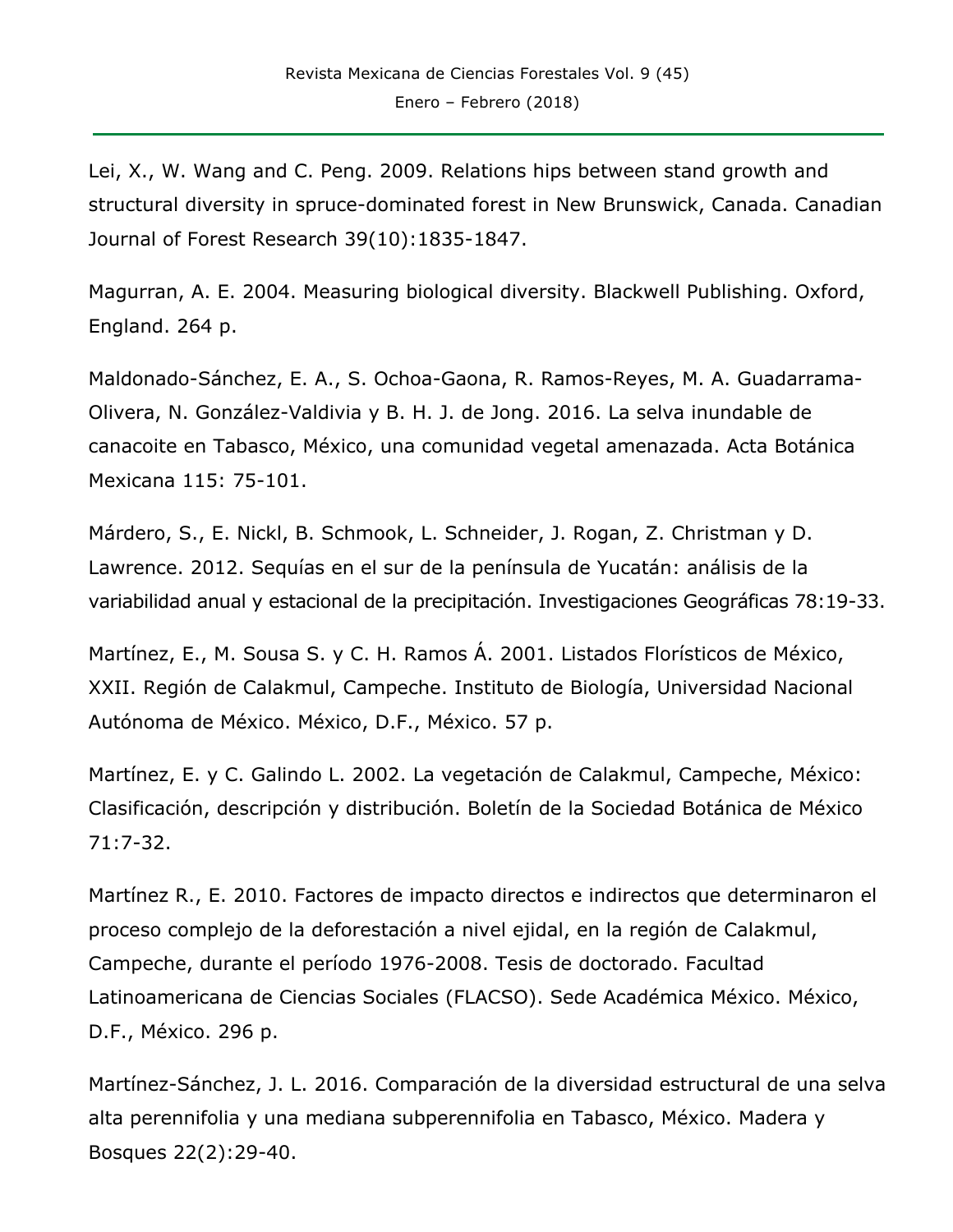Lei, X., W. Wang and C. Peng. 2009. Relations hips between stand growth and structural diversity in spruce-dominated forest in New Brunswick, Canada. Canadian Journal of Forest Research 39(10):1835-1847.

Magurran, A. E. 2004. Measuring biological diversity. Blackwell Publishing. Oxford, England. 264 p.

Maldonado-Sánchez, E. A., S. Ochoa-Gaona, R. Ramos-Reyes, M. A. Guadarrama-Olivera, N. González-Valdivia y B. H. J. de Jong. 2016. La selva inundable de canacoite en Tabasco, México, una comunidad vegetal amenazada. Acta Botánica Mexicana 115: 75-101.

Márdero, S., E. Nickl, B. Schmook, L. Schneider, J. Rogan, Z. Christman y D. Lawrence. 2012. Sequías en el sur de la península de Yucatán: análisis de la variabilidad anual y estacional de la precipitación. Investigaciones Geográficas 78:19-33.

Martínez, E., M. Sousa S. y C. H. Ramos Á. 2001. Listados Florísticos de México, XXII. Región de Calakmul, Campeche. Instituto de Biología, Universidad Nacional Autónoma de México. México, D.F., México. 57 p.

Martínez, E. y C. Galindo L. 2002. La vegetación de Calakmul, Campeche, México: Clasificación, descripción y distribución. Boletín de la Sociedad Botánica de México 71:7-32.

Martínez R., E. 2010. Factores de impacto directos e indirectos que determinaron el proceso complejo de la deforestación a nivel ejidal, en la región de Calakmul, Campeche, durante el período 1976-2008. Tesis de doctorado. Facultad Latinoamericana de Ciencias Sociales (FLACSO). Sede Académica México. México, D.F., México. 296 p.

Martínez-Sánchez, J. L. 2016. Comparación de la diversidad estructural de una selva alta perennifolia y una mediana subperennifolia en Tabasco, México. Madera y Bosques 22(2):29-40.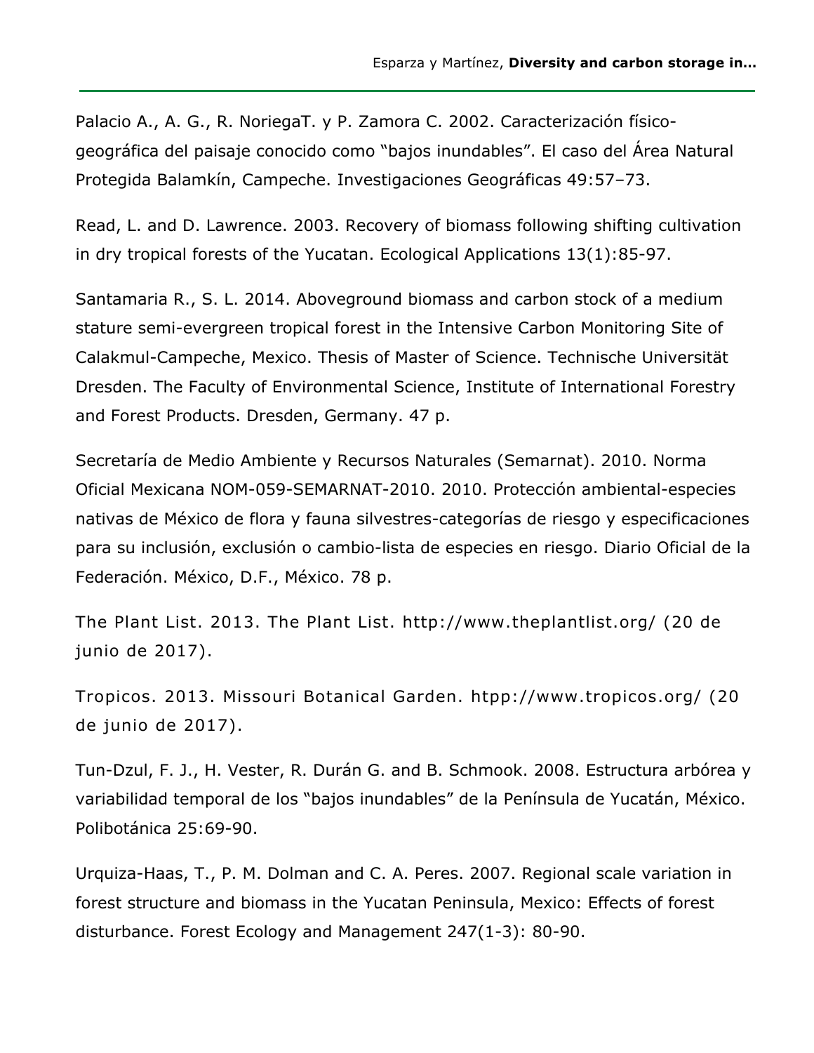Palacio A., A. G., R. NoriegaT. y P. Zamora C. 2002. Caracterización físico-geográfica del paisaje conocido como "bajos inundables". El caso del Área Natural Protegida Balamkín, Campeche. Investigaciones Geográficas 49:57–73.

Read, L. and D. Lawrence. 2003. Recovery of biomass following shifting cultivation in dry tropical forests of the Yucatan. Ecological Applications 13(1):85-97.

Santamaria R., S. L. 2014. Aboveground biomass and carbon stock of a medium stature semi-evergreen tropical forest in the Intensive Carbon Monitoring Site of Calakmul-Campeche, Mexico. Thesis of Master of Science. Technische Universität Dresden. The Faculty of Environmental Science, Institute of International Forestry and Forest Products. Dresden, Germany. 47 p.

Secretaría de Medio Ambiente y Recursos Naturales (Semarnat). 2010. Norma Oficial Mexicana NOM-059-SEMARNAT-2010. 2010. Protección ambiental-especies nativas de México de flora y fauna silvestres-categorías de riesgo y especificaciones para su inclusión, exclusión o cambio-lista de especies en riesgo. Diario Oficial de la Federación. México, D.F., México. 78 p.

The Plant List. 2013. The Plant List. http://www.theplantlist.org/ (20 de junio de 2017).

Tropicos. 2013. Missouri Botanical Garden. htpp://www.tropicos.org/ (20 de junio de 2017).

Tun-Dzul, F. J., H. Vester, R. Durán G. and B. Schmook. 2008. Estructura arbórea y variabilidad temporal de los "bajos inundables" de la Península de Yucatán, México. Polibotánica 25:69-90.

Urquiza-Haas, T., P. M. Dolman and C. A. Peres. 2007. Regional scale variation in forest structure and biomass in the Yucatan Peninsula, Mexico: Effects of forest disturbance. Forest Ecology and Management 247(1-3): 80-90.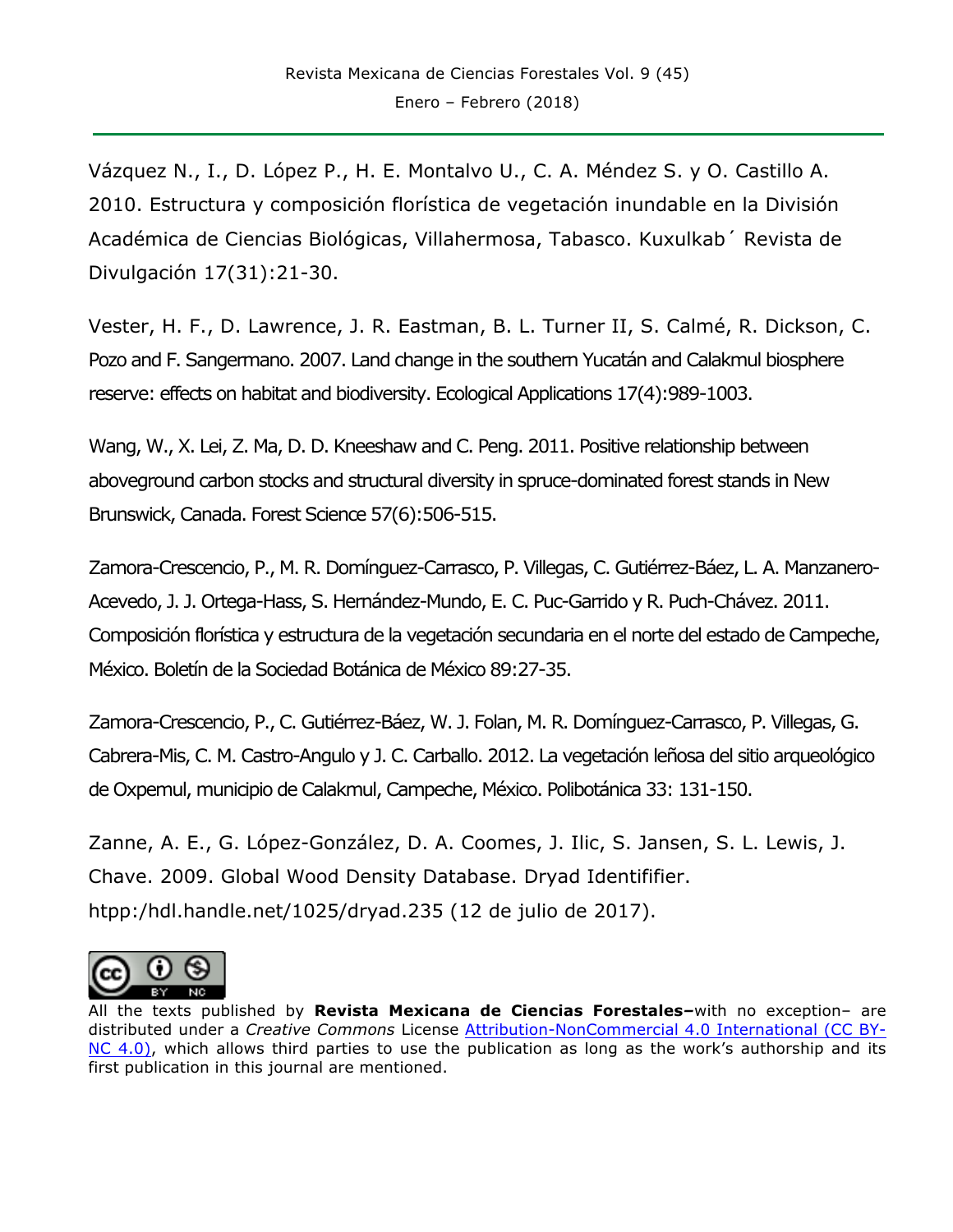Vázquez N., I., D. López P., H. E. Montalvo U., C. A. Méndez S. y O. Castillo A. 2010. Estructura y composición florística de vegetación inundable en la División Académica de Ciencias Biológicas, Villahermosa, Tabasco. Kuxulkab´ Revista de Divulgación 17(31):21-30.

Vester, H. F., D. Lawrence, J. R. Eastman, B. L. Turner II, S. Calmé, R. Dickson, C. Pozo and F. Sangermano. 2007. Land change in the southern Yucatán and Calakmul biosphere reserve: effects on habitat and biodiversity. Ecological Applications 17(4):989-1003.

Wang, W., X. Lei, Z. Ma, D. D. Kneeshaw and C. Peng. 2011. Positive relationship between aboveground carbon stocks and structural diversity in spruce-dominated forest stands in New Brunswick, Canada. Forest Science 57(6):506-515.

Zamora-Crescencio, P., M. R. Domínguez-Carrasco, P. Villegas, C. Gutiérrez-Báez, L. A. Manzanero-Acevedo, J. J. Ortega-Hass, S. Hernández-Mundo, E. C. Puc-Garrido y R. Puch-Chávez. 2011. Composición florística y estructura de la vegetación secundaria en el norte del estado de Campeche, México. Boletín de la Sociedad Botánica de México 89:27-35.

Zamora-Crescencio, P., C. Gutiérrez-Báez, W. J. Folan, M. R. Domínguez-Carrasco, P. Villegas, G. Cabrera-Mis, C. M. Castro-Angulo y J. C. Carballo. 2012. La vegetación leñosa del sitio arqueológico de Oxpemul, municipio de Calakmul, Campeche, México. Polibotánica 33: 131-150.

Zanne, A. E., G. López-González, D. A. Coomes, J. Ilic, S. Jansen, S. L. Lewis, J. Chave. 2009. Global Wood Density Database. Dryad Identifier. htpp:/hdl.handle.net/1025/dryad.235 (12 de julio de 2017).

All the texts published by **Revista Mexicana de Ciencias Forestales–**with no exception– are distributed under a *Creative Commons* License Attribution-NonCommercial 4.0 International (CC BY-NC 4.0), which allows third parties to use the publication as long as the work's authorship and its first publication in this journal are mentioned.